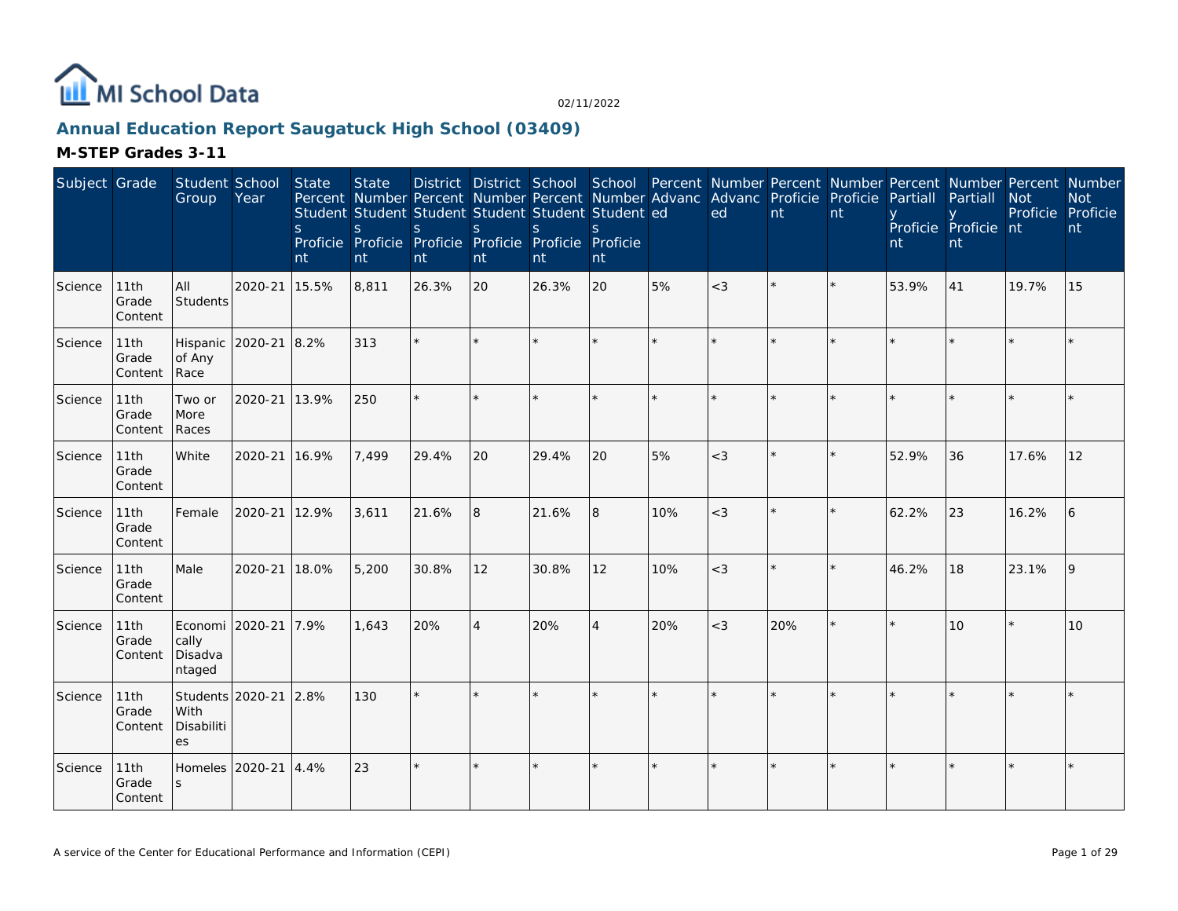MI School Data

02/11/2022

## Annual Education Report Saugatuck High School (03409)

### M-STEP Grades 3-11

| Subject | Grade | Student Group | School Year | State Percent Students Proficient | State Number Students Proficient | District Percent Students Proficient | District Number Students Proficient | School Percent Students Proficient | School Number Students Proficient | Percent Advanced | Number Advanced | Percent Proficient | Number Proficient | Percent Partially Proficient | Number Partially Proficient | Percent Not Proficient | Number Not Proficient |
|---|---|---|---|---|---|---|---|---|---|---|---|---|---|---|---|---|---|
| Science | 11th Grade Content | All Students | 2020-21 | 15.5% | 8,811 | 26.3% | 20 | 26.3% | 20 | 5% | <3 | * | * | 53.9% | 41 | 19.7% | 15 |
| Science | 11th Grade Content | Hispanic of Any Race | 2020-21 | 8.2% | 313 | * | * | * | * | * | * | * | * | * | * | * | * |
| Science | 11th Grade Content | Two or More Races | 2020-21 | 13.9% | 250 | * | * | * | * | * | * | * | * | * | * | * | * |
| Science | 11th Grade Content | White | 2020-21 | 16.9% | 7,499 | 29.4% | 20 | 29.4% | 20 | 5% | <3 | * | * | 52.9% | 36 | 17.6% | 12 |
| Science | 11th Grade Content | Female | 2020-21 | 12.9% | 3,611 | 21.6% | 8 | 21.6% | 8 | 10% | <3 | * | * | 62.2% | 23 | 16.2% | 6 |
| Science | 11th Grade Content | Male | 2020-21 | 18.0% | 5,200 | 30.8% | 12 | 30.8% | 12 | 10% | <3 | * | * | 46.2% | 18 | 23.1% | 9 |
| Science | 11th Grade Content | Economically Disadvantaged | 2020-21 | 7.9% | 1,643 | 20% | 4 | 20% | 4 | 20% | <3 | 20% | * | * | 10 | * | 10 |
| Science | 11th Grade Content | Students With Disabilities | 2020-21 | 2.8% | 130 | * | * | * | * | * | * | * | * | * | * | * | * |
| Science | 11th Grade Content | Homeless | 2020-21 | 4.4% | 23 | * | * | * | * | * | * | * | * | * | * | * | * |

A service of the Center for Educational Performance and Information (CEPI)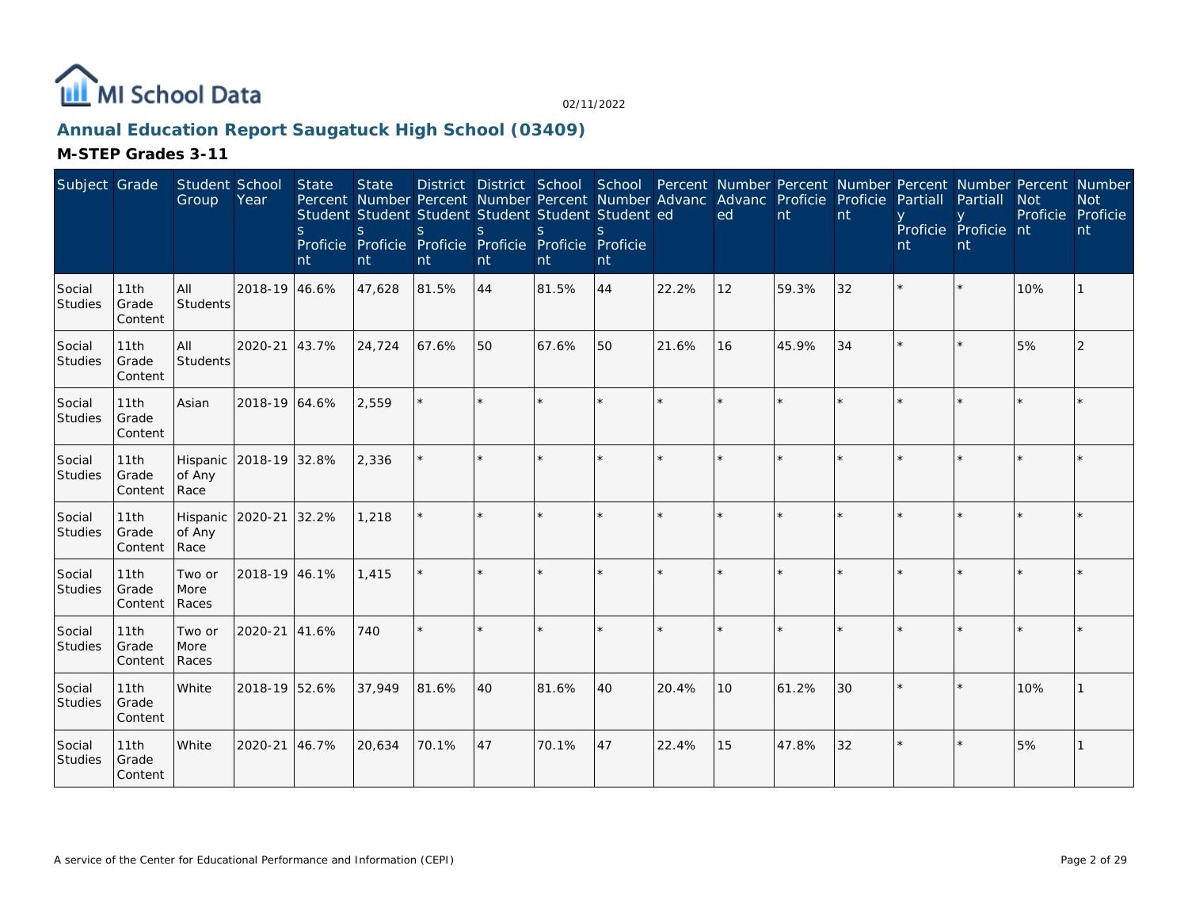# Annual Education Report Saugatuck High School (03409)

## M-STEP Grades 3-11

| Subject | Grade | Student Group | School Year | State Percent Students Proficient | State Number Students Proficient | District Percent Students Proficient | District Number Students Proficient | School Percent Students Proficient | School Number Students Proficient | Percent Advanced | Number Advanced | Percent Proficient | Number Proficient | Percent Partially Proficient | Number Partially Proficient | Percent Not Proficient | Number Not Proficient |
|---|---|---|---|---|---|---|---|---|---|---|---|---|---|---|---|---|---|
| Social Studies | 11th Grade Content | All Students | 2018-19 | 46.6% | 47,628 | 81.5% | 44 | 81.5% | 44 | 22.2% | 12 | 59.3% | 32 | * | * | 10% | 1 |
| Social Studies | 11th Grade Content | All Students | 2020-21 | 43.7% | 24,724 | 67.6% | 50 | 67.6% | 50 | 21.6% | 16 | 45.9% | 34 | * | * | 5% | 2 |
| Social Studies | 11th Grade Content | Asian | 2018-19 | 64.6% | 2,559 | * | * | * | * | * | * | * | * | * | * | * | * |
| Social Studies | 11th Grade Content | Hispanic of Any Race | 2018-19 | 32.8% | 2,336 | * | * | * | * | * | * | * | * | * | * | * | * |
| Social Studies | 11th Grade Content | Hispanic of Any Race | 2020-21 | 32.2% | 1,218 | * | * | * | * | * | * | * | * | * | * | * | * |
| Social Studies | 11th Grade Content | Two or More Races | 2018-19 | 46.1% | 1,415 | * | * | * | * | * | * | * | * | * | * | * | * |
| Social Studies | 11th Grade Content | Two or More Races | 2020-21 | 41.6% | 740 | * | * | * | * | * | * | * | * | * | * | * | * |
| Social Studies | 11th Grade Content | White | 2018-19 | 52.6% | 37,949 | 81.6% | 40 | 81.6% | 40 | 20.4% | 10 | 61.2% | 30 | * | * | 10% | 1 |
| Social Studies | 11th Grade Content | White | 2020-21 | 46.7% | 20,634 | 70.1% | 47 | 70.1% | 47 | 22.4% | 15 | 47.8% | 32 | * | * | 5% | 1 |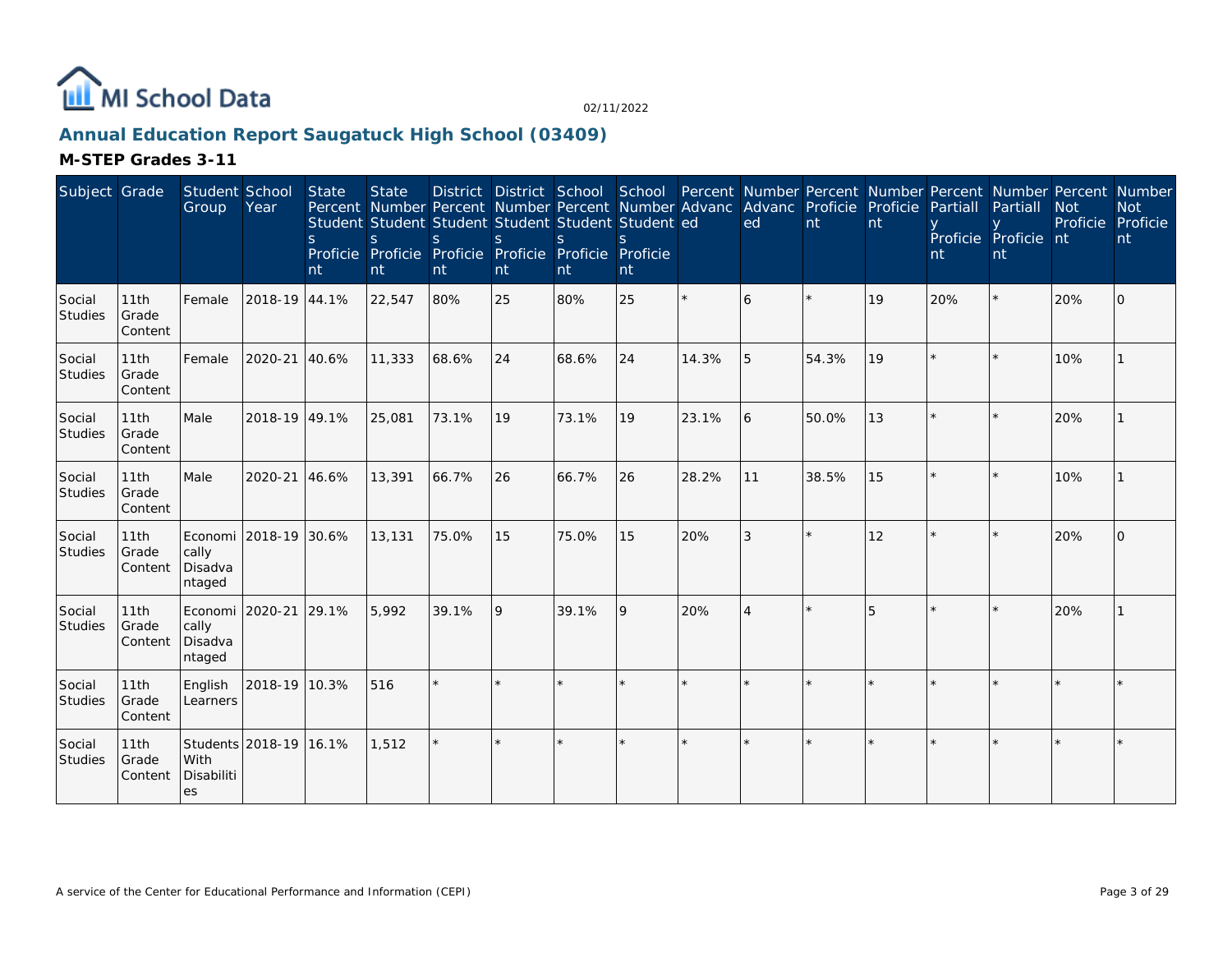MI School Data

02/11/2022

## Annual Education Report Saugatuck High School (03409)

### M-STEP Grades 3-11

| Subject | Grade | Student Group | School Year | State Percent Students Proficient | State Number Students Proficient | District Percent Students Proficient | District Number Students Proficient | School Percent Students Proficient | School Number Students Proficient | Percent Advanced | Number Advanced | Percent Proficient | Number Proficient | Percent Partially Proficient | Number Partially Proficient | Percent Not Proficient | Number Not Proficient |
|---|---|---|---|---|---|---|---|---|---|---|---|---|---|---|---|---|---|
| Social Studies | 11th Grade Content | Female | 2018-19 | 44.1% | 22,547 | 80% | 25 | 80% | 25 | * | 6 | * | 19 | 20% | * | 20% | 0 |
| Social Studies | 11th Grade Content | Female | 2020-21 | 40.6% | 11,333 | 68.6% | 24 | 68.6% | 24 | 14.3% | 5 | 54.3% | 19 | * | * | 10% | 1 |
| Social Studies | 11th Grade Content | Male | 2018-19 | 49.1% | 25,081 | 73.1% | 19 | 73.1% | 19 | 23.1% | 6 | 50.0% | 13 | * | * | 20% | 1 |
| Social Studies | 11th Grade Content | Male | 2020-21 | 46.6% | 13,391 | 66.7% | 26 | 66.7% | 26 | 28.2% | 11 | 38.5% | 15 | * | * | 10% | 1 |
| Social Studies | 11th Grade Content | Economically Disadvantaged | 2018-19 | 30.6% | 13,131 | 75.0% | 15 | 75.0% | 15 | 20% | 3 | * | 12 | * | * | 20% | 0 |
| Social Studies | 11th Grade Content | Economically Disadvantaged | 2020-21 | 29.1% | 5,992 | 39.1% | 9 | 39.1% | 9 | 20% | 4 | * | 5 | * | * | 20% | 1 |
| Social Studies | 11th Grade Content | English Learners | 2018-19 | 10.3% | 516 | * | * | * | * | * | * | * | * | * | * | * | * |
| Social Studies | 11th Grade Content | Students With Disabilities | 2018-19 | 16.1% | 1,512 | * | * | * | * | * | * | * | * | * | * | * | * |

A service of the Center for Educational Performance and Information (CEPI)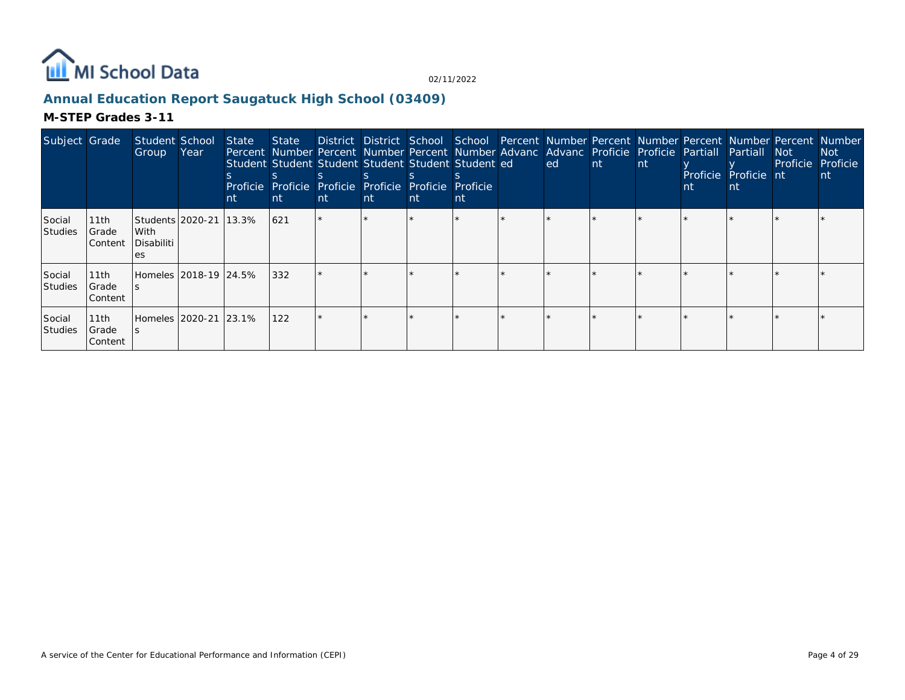# Annual Education Report Saugatuck High School (03409)

## M-STEP Grades 3-11

| Subject | Grade | Student Group | School Year | State Percent Students Proficient | State Number Students Proficient | District Percent Students Proficient | District Number Students Proficient | School Percent Students Proficient | School Number Students Proficient | Percent Advanced | Number Advanced | Percent Proficient | Number Proficient | Percent Partially Proficient | Number Partially Proficient | Percent Not Proficient | Number Not Proficient |
|---|---|---|---|---|---|---|---|---|---|---|---|---|---|---|---|---|---|
| Social Studies | 11th Grade Content | Students With Disabilities | 2020-21 | 13.3% | 621 | * | * | * | * | * | * | * | * | * | * | * | * |
| Social Studies | 11th Grade Content | Homeless | 2018-19 | 24.5% | 332 | * | * | * | * | * | * | * | * | * | * | * | * |
| Social Studies | 11th Grade Content | Homeless | 2020-21 | 23.1% | 122 | * | * | * | * | * | * | * | * | * | * | * | * |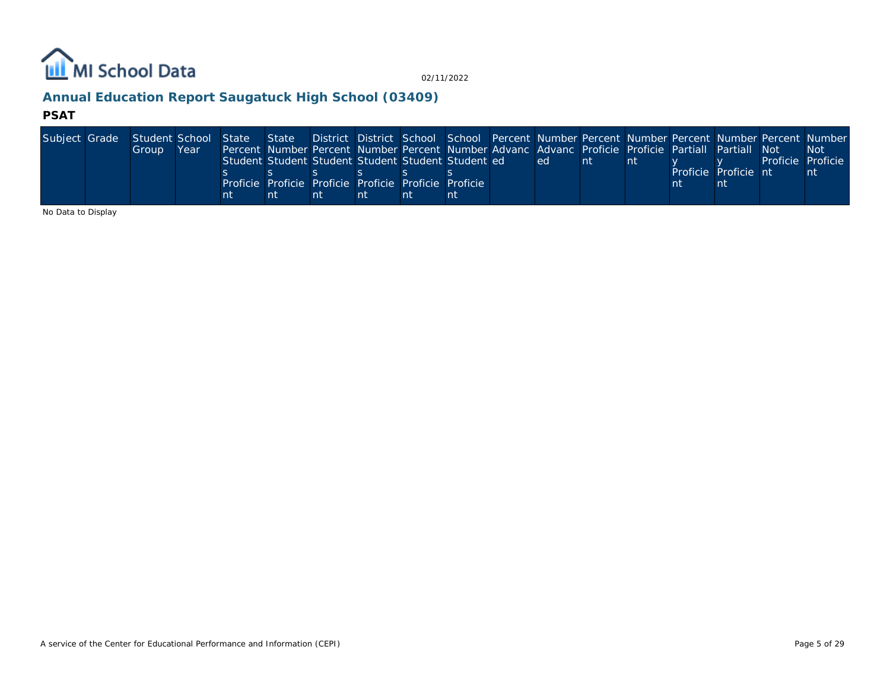## Annual Education Report Saugatuck High School (03409)

### PSAT

| Subject | Grade | Student Group | School Year | State Percent Students Proficient | State Number Students Proficient | District Percent Students Proficient | District Number Students Proficient | School Percent Students Proficient | School Number Students Proficient | Percent Advanced | Number Advanced | Percent Proficient | Number Proficient | Percent Partially Proficient | Number Partially Proficient | Percent Not Proficient | Number Not Proficient |
|---|---|---|---|---|---|---|---|---|---|---|---|---|---|---|---|---|---|

No Data to Display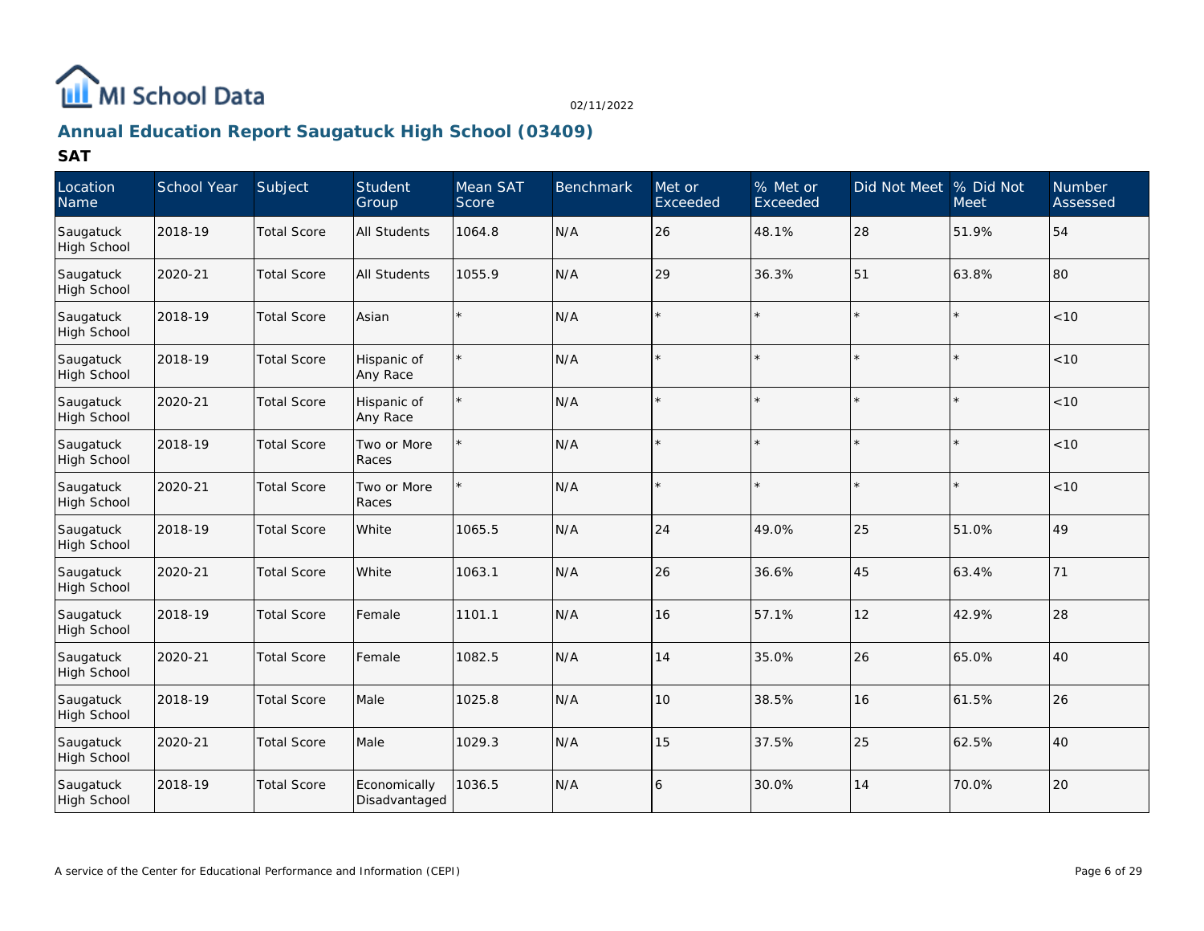# Annual Education Report Saugatuck High School (03409)

## SAT

| Location Name | School Year | Subject | Student Group | Mean SAT Score | Benchmark | Met or Exceeded | % Met or Exceeded | Did Not Meet | % Did Not Meet | Number Assessed |
|---|---|---|---|---|---|---|---|---|---|---|
| Saugatuck High School | 2018-19 | Total Score | All Students | 1064.8 | N/A | 26 | 48.1% | 28 | 51.9% | 54 |
| Saugatuck High School | 2020-21 | Total Score | All Students | 1055.9 | N/A | 29 | 36.3% | 51 | 63.8% | 80 |
| Saugatuck High School | 2018-19 | Total Score | Asian | * | N/A | * | * | * | * | <10 |
| Saugatuck High School | 2018-19 | Total Score | Hispanic of Any Race | * | N/A | * | * | * | * | <10 |
| Saugatuck High School | 2020-21 | Total Score | Hispanic of Any Race | * | N/A | * | * | * | * | <10 |
| Saugatuck High School | 2018-19 | Total Score | Two or More Races | * | N/A | * | * | * | * | <10 |
| Saugatuck High School | 2020-21 | Total Score | Two or More Races | * | N/A | * | * | * | * | <10 |
| Saugatuck High School | 2018-19 | Total Score | White | 1065.5 | N/A | 24 | 49.0% | 25 | 51.0% | 49 |
| Saugatuck High School | 2020-21 | Total Score | White | 1063.1 | N/A | 26 | 36.6% | 45 | 63.4% | 71 |
| Saugatuck High School | 2018-19 | Total Score | Female | 1101.1 | N/A | 16 | 57.1% | 12 | 42.9% | 28 |
| Saugatuck High School | 2020-21 | Total Score | Female | 1082.5 | N/A | 14 | 35.0% | 26 | 65.0% | 40 |
| Saugatuck High School | 2018-19 | Total Score | Male | 1025.8 | N/A | 10 | 38.5% | 16 | 61.5% | 26 |
| Saugatuck High School | 2020-21 | Total Score | Male | 1029.3 | N/A | 15 | 37.5% | 25 | 62.5% | 40 |
| Saugatuck High School | 2018-19 | Total Score | Economically Disadvantaged | 1036.5 | N/A | 6 | 30.0% | 14 | 70.0% | 20 |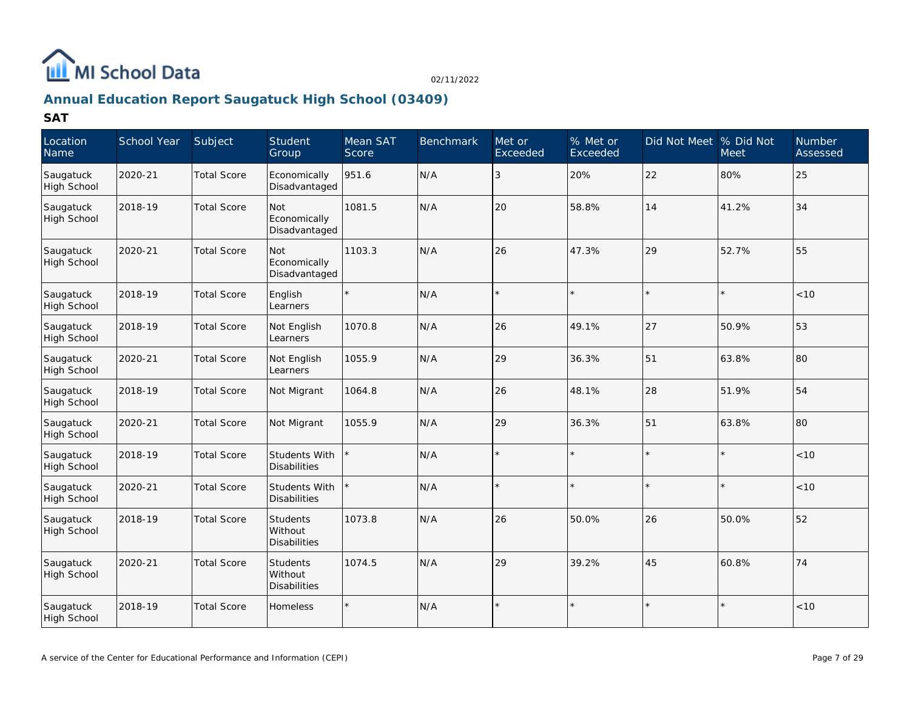# Annual Education Report Saugatuck High School (03409)

02/11/2022

## SAT

| Location Name | School Year | Subject | Student Group | Mean SAT Score | Benchmark | Met or Exceeded | % Met or Exceeded | Did Not Meet | % Did Not Meet | Number Assessed |
|---|---|---|---|---|---|---|---|---|---|---|
| Saugatuck High School | 2020-21 | Total Score | Economically Disadvantaged | 951.6 | N/A | 3 | 20% | 22 | 80% | 25 |
| Saugatuck High School | 2018-19 | Total Score | Not Economically Disadvantaged | 1081.5 | N/A | 20 | 58.8% | 14 | 41.2% | 34 |
| Saugatuck High School | 2020-21 | Total Score | Not Economically Disadvantaged | 1103.3 | N/A | 26 | 47.3% | 29 | 52.7% | 55 |
| Saugatuck High School | 2018-19 | Total Score | English Learners | * | N/A | * | * | * | * | <10 |
| Saugatuck High School | 2018-19 | Total Score | Not English Learners | 1070.8 | N/A | 26 | 49.1% | 27 | 50.9% | 53 |
| Saugatuck High School | 2020-21 | Total Score | Not English Learners | 1055.9 | N/A | 29 | 36.3% | 51 | 63.8% | 80 |
| Saugatuck High School | 2018-19 | Total Score | Not Migrant | 1064.8 | N/A | 26 | 48.1% | 28 | 51.9% | 54 |
| Saugatuck High School | 2020-21 | Total Score | Not Migrant | 1055.9 | N/A | 29 | 36.3% | 51 | 63.8% | 80 |
| Saugatuck High School | 2018-19 | Total Score | Students With Disabilities | * | N/A | * | * | * | * | <10 |
| Saugatuck High School | 2020-21 | Total Score | Students With Disabilities | * | N/A | * | * | * | * | <10 |
| Saugatuck High School | 2018-19 | Total Score | Students Without Disabilities | 1073.8 | N/A | 26 | 50.0% | 26 | 50.0% | 52 |
| Saugatuck High School | 2020-21 | Total Score | Students Without Disabilities | 1074.5 | N/A | 29 | 39.2% | 45 | 60.8% | 74 |
| Saugatuck High School | 2018-19 | Total Score | Homeless | * | N/A | * | * | * | * | <10 |

A service of the Center for Educational Performance and Information (CEPI)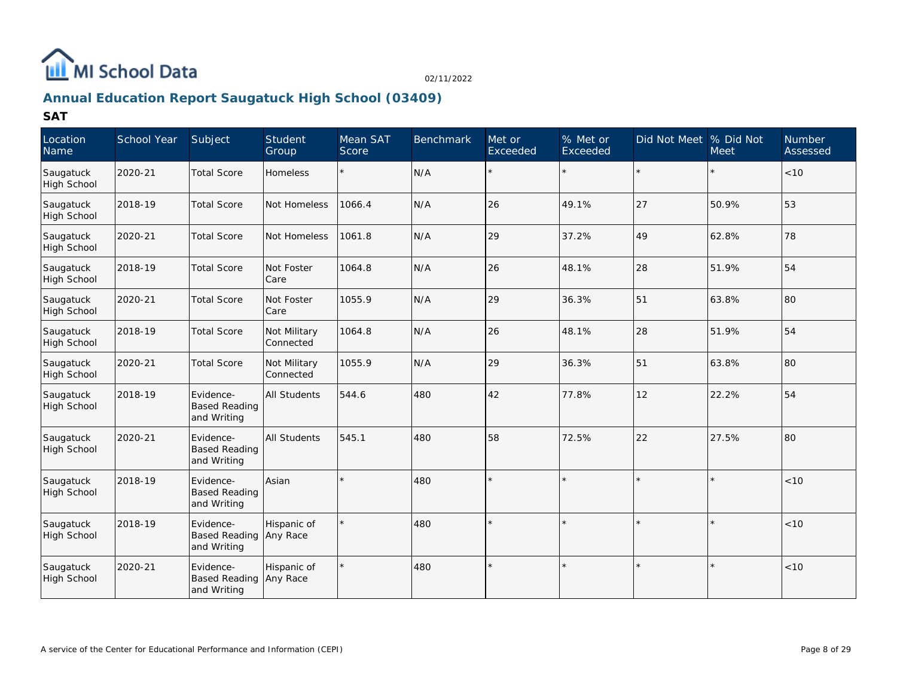MI School Data

02/11/2022

## Annual Education Report Saugatuck High School (03409)

### SAT

| Location Name | School Year | Subject | Student Group | Mean SAT Score | Benchmark | Met or Exceeded | % Met or Exceeded | Did Not Meet | % Did Not Meet | Number Assessed |
|---|---|---|---|---|---|---|---|---|---|---|
| Saugatuck High School | 2020-21 | Total Score | Homeless | * | N/A | * | * | * | * | <10 |
| Saugatuck High School | 2018-19 | Total Score | Not Homeless | 1066.4 | N/A | 26 | 49.1% | 27 | 50.9% | 53 |
| Saugatuck High School | 2020-21 | Total Score | Not Homeless | 1061.8 | N/A | 29 | 37.2% | 49 | 62.8% | 78 |
| Saugatuck High School | 2018-19 | Total Score | Not Foster Care | 1064.8 | N/A | 26 | 48.1% | 28 | 51.9% | 54 |
| Saugatuck High School | 2020-21 | Total Score | Not Foster Care | 1055.9 | N/A | 29 | 36.3% | 51 | 63.8% | 80 |
| Saugatuck High School | 2018-19 | Total Score | Not Military Connected | 1064.8 | N/A | 26 | 48.1% | 28 | 51.9% | 54 |
| Saugatuck High School | 2020-21 | Total Score | Not Military Connected | 1055.9 | N/A | 29 | 36.3% | 51 | 63.8% | 80 |
| Saugatuck High School | 2018-19 | Evidence-Based Reading and Writing | All Students | 544.6 | 480 | 42 | 77.8% | 12 | 22.2% | 54 |
| Saugatuck High School | 2020-21 | Evidence-Based Reading and Writing | All Students | 545.1 | 480 | 58 | 72.5% | 22 | 27.5% | 80 |
| Saugatuck High School | 2018-19 | Evidence-Based Reading and Writing | Asian | * | 480 | * | * | * | * | <10 |
| Saugatuck High School | 2018-19 | Evidence-Based Reading and Writing | Hispanic of Any Race | * | 480 | * | * | * | * | <10 |
| Saugatuck High School | 2020-21 | Evidence-Based Reading and Writing | Hispanic of Any Race | * | 480 | * | * | * | * | <10 |

A service of the Center for Educational Performance and Information (CEPI)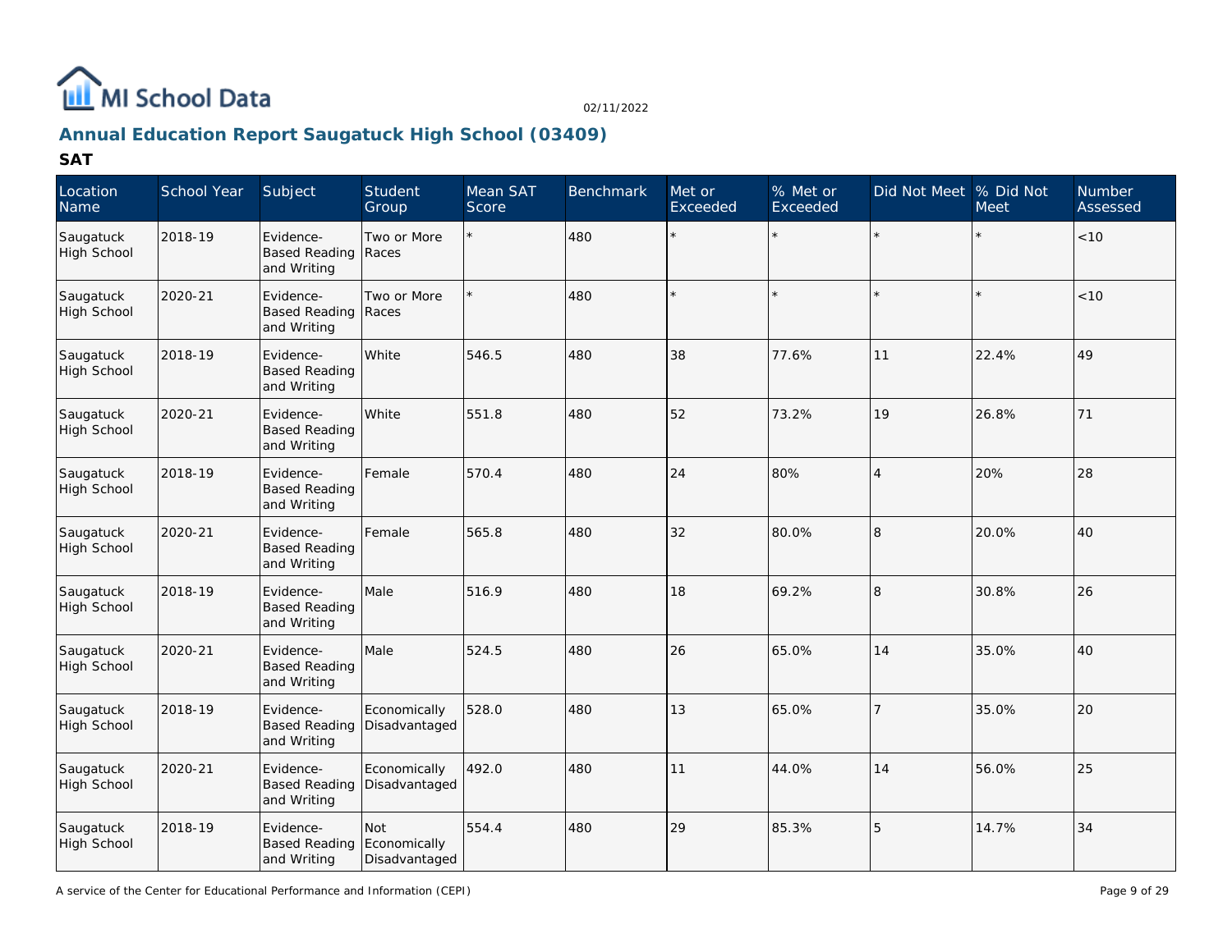## Annual Education Report Saugatuck High School (03409)

### SAT

| Location Name | School Year | Subject | Student Group | Mean SAT Score | Benchmark | Met or Exceeded | % Met or Exceeded | Did Not Meet | % Did Not Meet | Number Assessed |
|---|---|---|---|---|---|---|---|---|---|---|
| Saugatuck High School | 2018-19 | Evidence-Based Reading and Writing | Two or More Races | * | 480 | * | * | * | * | <10 |
| Saugatuck High School | 2020-21 | Evidence-Based Reading and Writing | Two or More Races | * | 480 | * | * | * | * | <10 |
| Saugatuck High School | 2018-19 | Evidence-Based Reading and Writing | White | 546.5 | 480 | 38 | 77.6% | 11 | 22.4% | 49 |
| Saugatuck High School | 2020-21 | Evidence-Based Reading and Writing | White | 551.8 | 480 | 52 | 73.2% | 19 | 26.8% | 71 |
| Saugatuck High School | 2018-19 | Evidence-Based Reading and Writing | Female | 570.4 | 480 | 24 | 80% | 4 | 20% | 28 |
| Saugatuck High School | 2020-21 | Evidence-Based Reading and Writing | Female | 565.8 | 480 | 32 | 80.0% | 8 | 20.0% | 40 |
| Saugatuck High School | 2018-19 | Evidence-Based Reading and Writing | Male | 516.9 | 480 | 18 | 69.2% | 8 | 30.8% | 26 |
| Saugatuck High School | 2020-21 | Evidence-Based Reading and Writing | Male | 524.5 | 480 | 26 | 65.0% | 14 | 35.0% | 40 |
| Saugatuck High School | 2018-19 | Evidence-Based Reading and Writing | Economically Disadvantaged | 528.0 | 480 | 13 | 65.0% | 7 | 35.0% | 20 |
| Saugatuck High School | 2020-21 | Evidence-Based Reading and Writing | Economically Disadvantaged | 492.0 | 480 | 11 | 44.0% | 14 | 56.0% | 25 |
| Saugatuck High School | 2018-19 | Evidence-Based Reading and Writing | Not Economically Disadvantaged | 554.4 | 480 | 29 | 85.3% | 5 | 14.7% | 34 |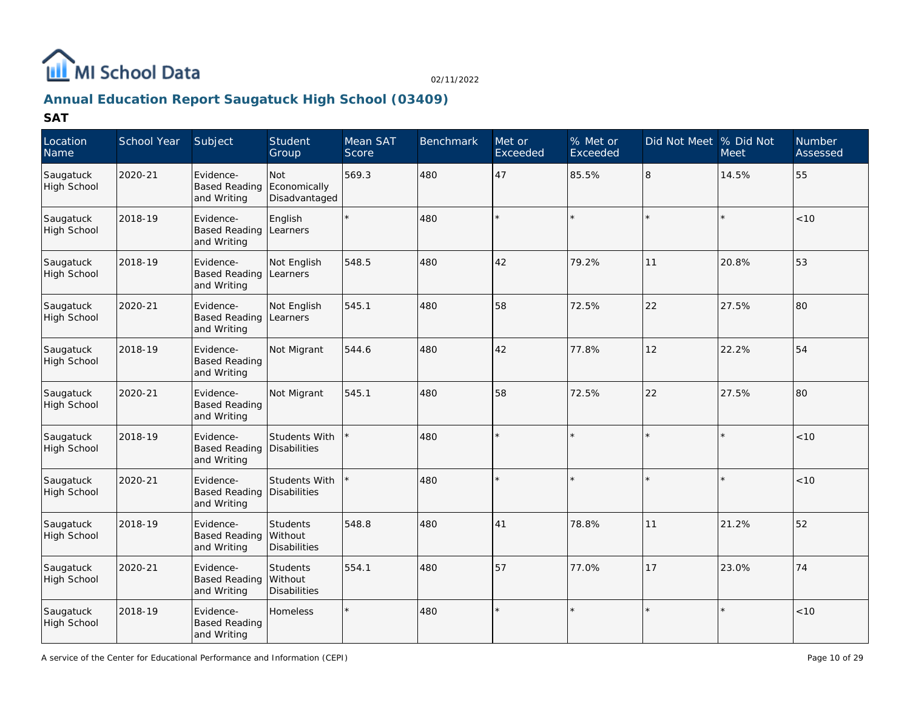MI School Data

02/11/2022

## Annual Education Report Saugatuck High School (03409)

### SAT

| Location Name | School Year | Subject | Student Group | Mean SAT Score | Benchmark | Met or Exceeded | % Met or Exceeded | Did Not Meet | % Did Not Meet | Number Assessed |
|---|---|---|---|---|---|---|---|---|---|---|
| Saugatuck High School | 2020-21 | Evidence-Based Reading and Writing | Not Economically Disadvantaged | 569.3 | 480 | 47 | 85.5% | 8 | 14.5% | 55 |
| Saugatuck High School | 2018-19 | Evidence-Based Reading and Writing | English Learners | * | 480 | * | * | * | * | <10 |
| Saugatuck High School | 2018-19 | Evidence-Based Reading and Writing | Not English Learners | 548.5 | 480 | 42 | 79.2% | 11 | 20.8% | 53 |
| Saugatuck High School | 2020-21 | Evidence-Based Reading and Writing | Not English Learners | 545.1 | 480 | 58 | 72.5% | 22 | 27.5% | 80 |
| Saugatuck High School | 2018-19 | Evidence-Based Reading and Writing | Not Migrant | 544.6 | 480 | 42 | 77.8% | 12 | 22.2% | 54 |
| Saugatuck High School | 2020-21 | Evidence-Based Reading and Writing | Not Migrant | 545.1 | 480 | 58 | 72.5% | 22 | 27.5% | 80 |
| Saugatuck High School | 2018-19 | Evidence-Based Reading and Writing | Students With Disabilities | * | 480 | * | * | * | * | <10 |
| Saugatuck High School | 2020-21 | Evidence-Based Reading and Writing | Students With Disabilities | * | 480 | * | * | * | * | <10 |
| Saugatuck High School | 2018-19 | Evidence-Based Reading and Writing | Students Without Disabilities | 548.8 | 480 | 41 | 78.8% | 11 | 21.2% | 52 |
| Saugatuck High School | 2020-21 | Evidence-Based Reading and Writing | Students Without Disabilities | 554.1 | 480 | 57 | 77.0% | 17 | 23.0% | 74 |
| Saugatuck High School | 2018-19 | Evidence-Based Reading and Writing | Homeless | * | 480 | * | * | * | * | <10 |

A service of the Center for Educational Performance and Information (CEPI)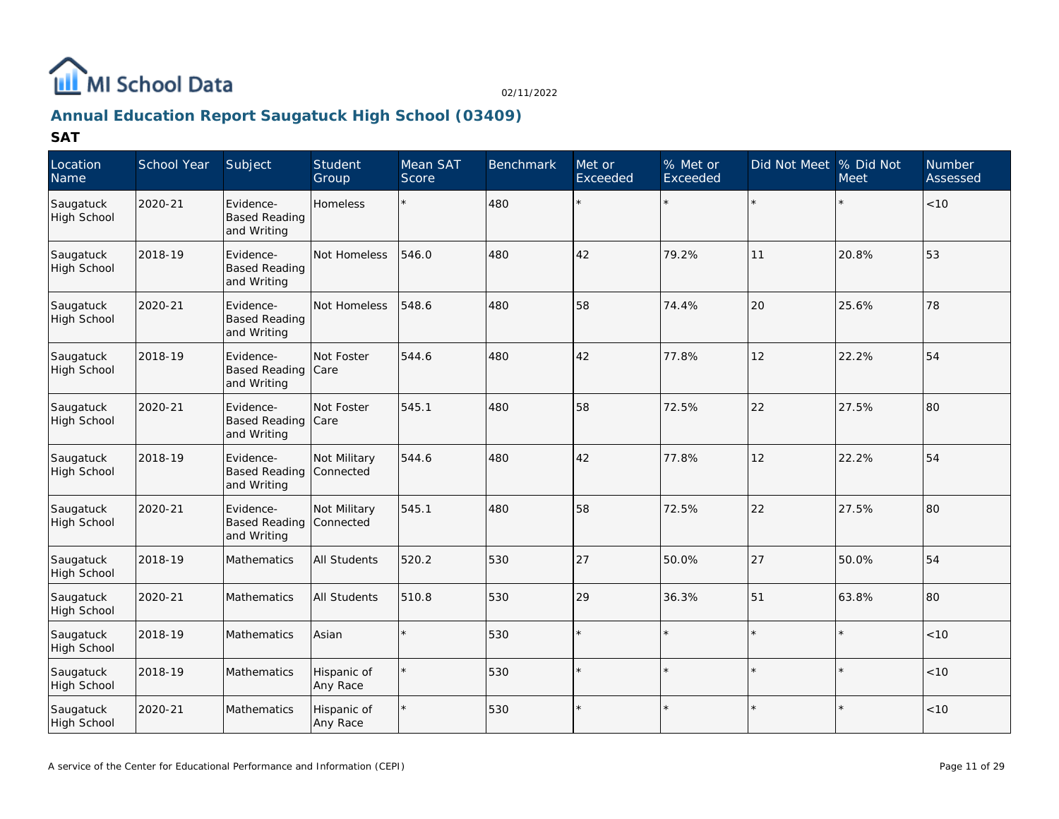MI School Data

02/11/2022

## Annual Education Report Saugatuck High School (03409)

### SAT

| Location Name | School Year | Subject | Student Group | Mean SAT Score | Benchmark | Met or Exceeded | % Met or Exceeded | Did Not Meet | % Did Not Meet | Number Assessed |
|---|---|---|---|---|---|---|---|---|---|---|
| Saugatuck High School | 2020-21 | Evidence-Based Reading and Writing | Homeless | * | 480 | * | * | * | * | <10 |
| Saugatuck High School | 2018-19 | Evidence-Based Reading and Writing | Not Homeless | 546.0 | 480 | 42 | 79.2% | 11 | 20.8% | 53 |
| Saugatuck High School | 2020-21 | Evidence-Based Reading and Writing | Not Homeless | 548.6 | 480 | 58 | 74.4% | 20 | 25.6% | 78 |
| Saugatuck High School | 2018-19 | Evidence-Based Reading and Writing | Not Foster Care | 544.6 | 480 | 42 | 77.8% | 12 | 22.2% | 54 |
| Saugatuck High School | 2020-21 | Evidence-Based Reading and Writing | Not Foster Care | 545.1 | 480 | 58 | 72.5% | 22 | 27.5% | 80 |
| Saugatuck High School | 2018-19 | Evidence-Based Reading and Writing | Not Military Connected | 544.6 | 480 | 42 | 77.8% | 12 | 22.2% | 54 |
| Saugatuck High School | 2020-21 | Evidence-Based Reading and Writing | Not Military Connected | 545.1 | 480 | 58 | 72.5% | 22 | 27.5% | 80 |
| Saugatuck High School | 2018-19 | Mathematics | All Students | 520.2 | 530 | 27 | 50.0% | 27 | 50.0% | 54 |
| Saugatuck High School | 2020-21 | Mathematics | All Students | 510.8 | 530 | 29 | 36.3% | 51 | 63.8% | 80 |
| Saugatuck High School | 2018-19 | Mathematics | Asian | * | 530 | * | * | * | * | <10 |
| Saugatuck High School | 2018-19 | Mathematics | Hispanic of Any Race | * | 530 | * | * | * | * | <10 |
| Saugatuck High School | 2020-21 | Mathematics | Hispanic of Any Race | * | 530 | * | * | * | * | <10 |

A service of the Center for Educational Performance and Information (CEPI)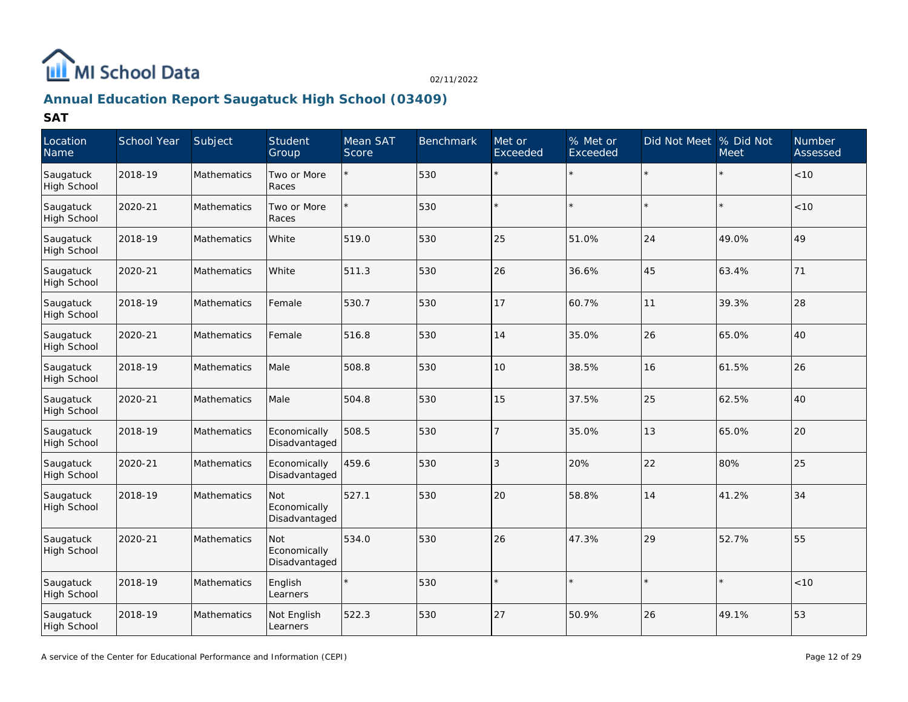## Annual Education Report Saugatuck High School (03409)

### SAT

| Location Name | School Year | Subject | Student Group | Mean SAT Score | Benchmark | Met or Exceeded | % Met or Exceeded | Did Not Meet | % Did Not Meet | Number Assessed |
|---|---|---|---|---|---|---|---|---|---|---|
| Saugatuck High School | 2018-19 | Mathematics | Two or More Races | * | 530 | * | * | * | * | <10 |
| Saugatuck High School | 2020-21 | Mathematics | Two or More Races | * | 530 | * | * | * | * | <10 |
| Saugatuck High School | 2018-19 | Mathematics | White | 519.0 | 530 | 25 | 51.0% | 24 | 49.0% | 49 |
| Saugatuck High School | 2020-21 | Mathematics | White | 511.3 | 530 | 26 | 36.6% | 45 | 63.4% | 71 |
| Saugatuck High School | 2018-19 | Mathematics | Female | 530.7 | 530 | 17 | 60.7% | 11 | 39.3% | 28 |
| Saugatuck High School | 2020-21 | Mathematics | Female | 516.8 | 530 | 14 | 35.0% | 26 | 65.0% | 40 |
| Saugatuck High School | 2018-19 | Mathematics | Male | 508.8 | 530 | 10 | 38.5% | 16 | 61.5% | 26 |
| Saugatuck High School | 2020-21 | Mathematics | Male | 504.8 | 530 | 15 | 37.5% | 25 | 62.5% | 40 |
| Saugatuck High School | 2018-19 | Mathematics | Economically Disadvantaged | 508.5 | 530 | 7 | 35.0% | 13 | 65.0% | 20 |
| Saugatuck High School | 2020-21 | Mathematics | Economically Disadvantaged | 459.6 | 530 | 3 | 20% | 22 | 80% | 25 |
| Saugatuck High School | 2018-19 | Mathematics | Not Economically Disadvantaged | 527.1 | 530 | 20 | 58.8% | 14 | 41.2% | 34 |
| Saugatuck High School | 2020-21 | Mathematics | Not Economically Disadvantaged | 534.0 | 530 | 26 | 47.3% | 29 | 52.7% | 55 |
| Saugatuck High School | 2018-19 | Mathematics | English Learners | * | 530 | * | * | * | * | <10 |
| Saugatuck High School | 2018-19 | Mathematics | Not English Learners | 522.3 | 530 | 27 | 50.9% | 26 | 49.1% | 53 |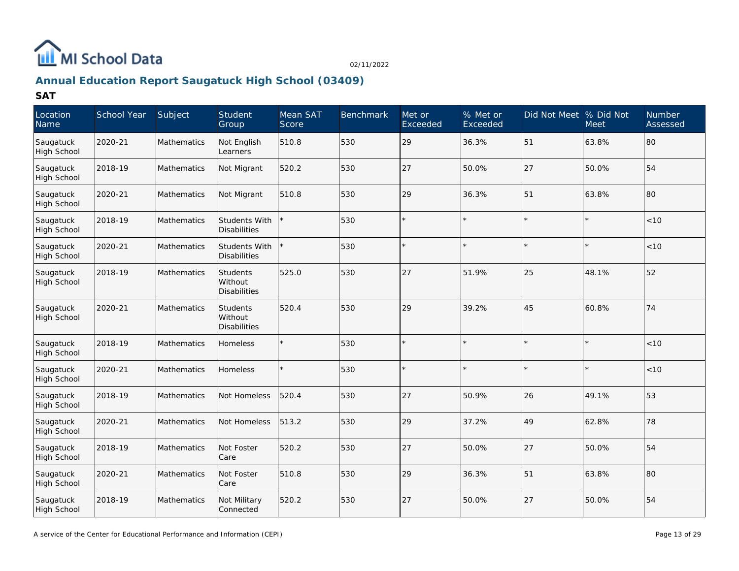MI School Data

02/11/2022

## Annual Education Report Saugatuck High School (03409)

### SAT

| Location Name | School Year | Subject | Student Group | Mean SAT Score | Benchmark | Met or Exceeded | % Met or Exceeded | Did Not Meet | % Did Not Meet | Number Assessed |
|---|---|---|---|---|---|---|---|---|---|---|
| Saugatuck High School | 2020-21 | Mathematics | Not English Learners | 510.8 | 530 | 29 | 36.3% | 51 | 63.8% | 80 |
| Saugatuck High School | 2018-19 | Mathematics | Not Migrant | 520.2 | 530 | 27 | 50.0% | 27 | 50.0% | 54 |
| Saugatuck High School | 2020-21 | Mathematics | Not Migrant | 510.8 | 530 | 29 | 36.3% | 51 | 63.8% | 80 |
| Saugatuck High School | 2018-19 | Mathematics | Students With Disabilities | * | 530 | * | * | * | * | <10 |
| Saugatuck High School | 2020-21 | Mathematics | Students With Disabilities | * | 530 | * | * | * | * | <10 |
| Saugatuck High School | 2018-19 | Mathematics | Students Without Disabilities | 525.0 | 530 | 27 | 51.9% | 25 | 48.1% | 52 |
| Saugatuck High School | 2020-21 | Mathematics | Students Without Disabilities | 520.4 | 530 | 29 | 39.2% | 45 | 60.8% | 74 |
| Saugatuck High School | 2018-19 | Mathematics | Homeless | * | 530 | * | * | * | * | <10 |
| Saugatuck High School | 2020-21 | Mathematics | Homeless | * | 530 | * | * | * | * | <10 |
| Saugatuck High School | 2018-19 | Mathematics | Not Homeless | 520.4 | 530 | 27 | 50.9% | 26 | 49.1% | 53 |
| Saugatuck High School | 2020-21 | Mathematics | Not Homeless | 513.2 | 530 | 29 | 37.2% | 49 | 62.8% | 78 |
| Saugatuck High School | 2018-19 | Mathematics | Not Foster Care | 520.2 | 530 | 27 | 50.0% | 27 | 50.0% | 54 |
| Saugatuck High School | 2020-21 | Mathematics | Not Foster Care | 510.8 | 530 | 29 | 36.3% | 51 | 63.8% | 80 |
| Saugatuck High School | 2018-19 | Mathematics | Not Military Connected | 520.2 | 530 | 27 | 50.0% | 27 | 50.0% | 54 |

A service of the Center for Educational Performance and Information (CEPI)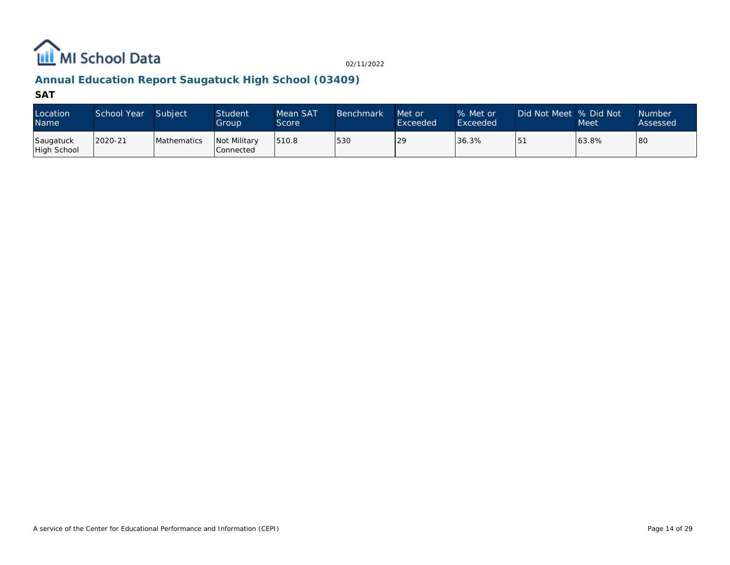MI School Data

02/11/2022

## Annual Education Report Saugatuck High School (03409)

### SAT

| Location Name | School Year | Subject | Student Group | Mean SAT Score | Benchmark | Met or Exceeded | % Met or Exceeded | Did Not Meet | % Did Not Meet | Number Assessed |
|---|---|---|---|---|---|---|---|---|---|---|
| Saugatuck High School | 2020-21 | Mathematics | Not Military Connected | 510.8 | 530 | 29 | 36.3% | 51 | 63.8% | 80 |

A service of the Center for Educational Performance and Information (CEPI)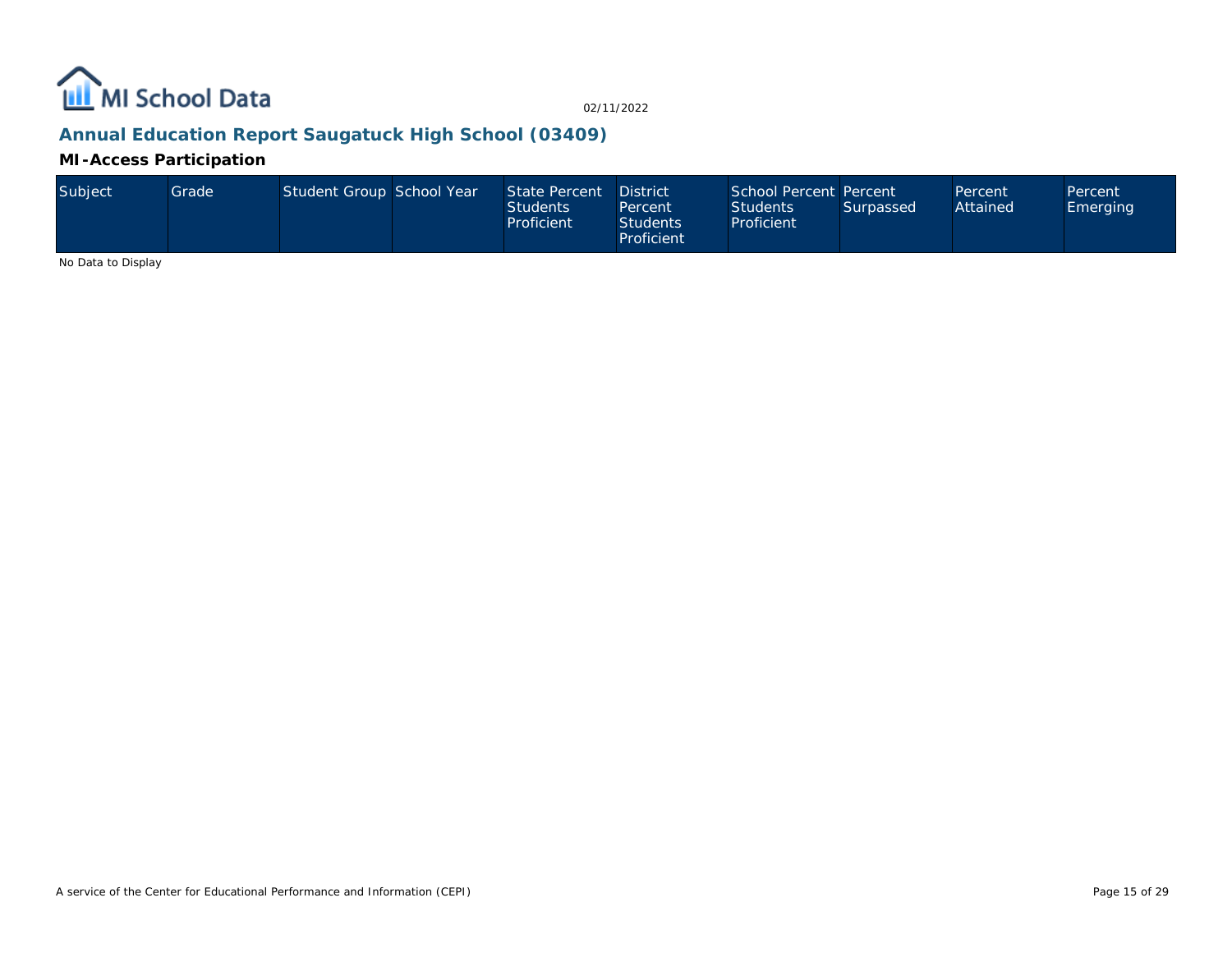## Annual Education Report Saugatuck High School (03409)

### MI-Access Participation

| Subject | Grade | Student Group | School Year | State Percent Students Proficient | District Percent Students Proficient | School Percent Students Proficient | Percent Surpassed | Percent Attained | Percent Emerging |
|---|---|---|---|---|---|---|---|---|---|

No Data to Display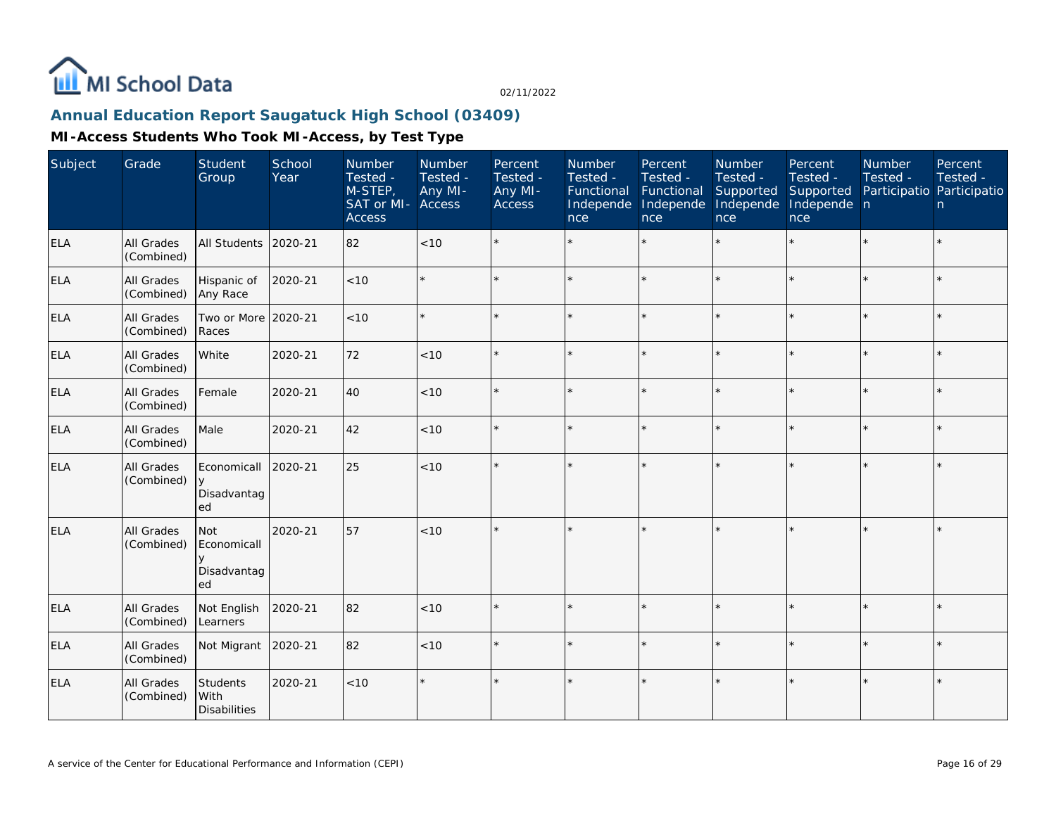02/11/2022

# Annual Education Report Saugatuck High School (03409)

## MI-Access Students Who Took MI-Access, by Test Type

| Subject | Grade | Student Group | School Year | Number Tested - M-STEP, SAT or MI-Access | Number Tested - Any MI-Access | Percent Tested - Any MI-Access | Number Tested - Functional Independence | Percent Tested - Functional Independence | Number Tested - Supported Independence | Percent Tested - Supported Independence | Number Tested - Participation | Percent Tested - Participation |
|---|---|---|---|---|---|---|---|---|---|---|---|---|
| ELA | All Grades (Combined) | All Students | 2020-21 | 82 | <10 | * | * | * | * | * | * | * |
| ELA | All Grades (Combined) | Hispanic of Any Race | 2020-21 | <10 | * | * | * | * | * | * | * | * |
| ELA | All Grades (Combined) | Two or More Races | 2020-21 | <10 | * | * | * | * | * | * | * | * |
| ELA | All Grades (Combined) | White | 2020-21 | 72 | <10 | * | * | * | * | * | * | * |
| ELA | All Grades (Combined) | Female | 2020-21 | 40 | <10 | * | * | * | * | * | * | * |
| ELA | All Grades (Combined) | Male | 2020-21 | 42 | <10 | * | * | * | * | * | * | * |
| ELA | All Grades (Combined) | Economically Disadvantaged | 2020-21 | 25 | <10 | * | * | * | * | * | * | * |
| ELA | All Grades (Combined) | Not Economically Disadvantaged | 2020-21 | 57 | <10 | * | * | * | * | * | * | * |
| ELA | All Grades (Combined) | Not English Learners | 2020-21 | 82 | <10 | * | * | * | * | * | * | * |
| ELA | All Grades (Combined) | Not Migrant | 2020-21 | 82 | <10 | * | * | * | * | * | * | * |
| ELA | All Grades (Combined) | Students With Disabilities | 2020-21 | <10 | * | * | * | * | * | * | * | * |

A service of the Center for Educational Performance and Information (CEPI)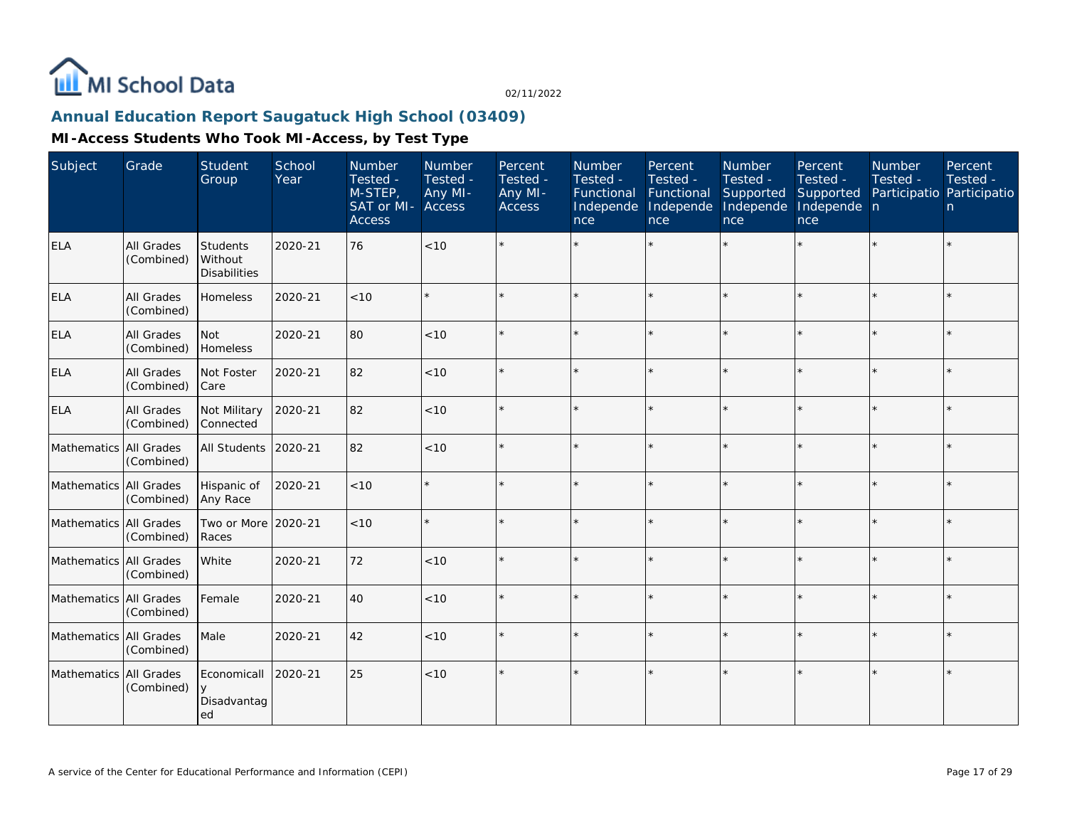## Annual Education Report Saugatuck High School (03409)

### MI-Access Students Who Took MI-Access, by Test Type

| Subject | Grade | Student Group | School Year | Number Tested - M-STEP, SAT or MI-Access | Number Tested - Any MI-Access | Percent Tested - Any MI-Access | Number Tested - Functional Independence | Percent Tested - Functional Independence | Number Tested - Supported Independence | Percent Tested - Supported Independence | Number Tested - Participation | Percent Tested - Participation |
|---|---|---|---|---|---|---|---|---|---|---|---|---|
| ELA | All Grades (Combined) | Students Without Disabilities | 2020-21 | 76 | <10 | * | * | * | * | * | * | * |
| ELA | All Grades (Combined) | Homeless | 2020-21 | <10 | * | * | * | * | * | * | * | * |
| ELA | All Grades (Combined) | Not Homeless | 2020-21 | 80 | <10 | * | * | * | * | * | * | * |
| ELA | All Grades (Combined) | Not Foster Care | 2020-21 | 82 | <10 | * | * | * | * | * | * | * |
| ELA | All Grades (Combined) | Not Military Connected | 2020-21 | 82 | <10 | * | * | * | * | * | * | * |
| Mathematics | All Grades (Combined) | All Students | 2020-21 | 82 | <10 | * | * | * | * | * | * | * |
| Mathematics | All Grades (Combined) | Hispanic of Any Race | 2020-21 | <10 | * | * | * | * | * | * | * | * |
| Mathematics | All Grades (Combined) | Two or More Races | 2020-21 | <10 | * | * | * | * | * | * | * | * |
| Mathematics | All Grades (Combined) | White | 2020-21 | 72 | <10 | * | * | * | * | * | * | * |
| Mathematics | All Grades (Combined) | Female | 2020-21 | 40 | <10 | * | * | * | * | * | * | * |
| Mathematics | All Grades (Combined) | Male | 2020-21 | 42 | <10 | * | * | * | * | * | * | * |
| Mathematics | All Grades (Combined) | Economically Disadvantaged | 2020-21 | 25 | <10 | * | * | * | * | * | * | * |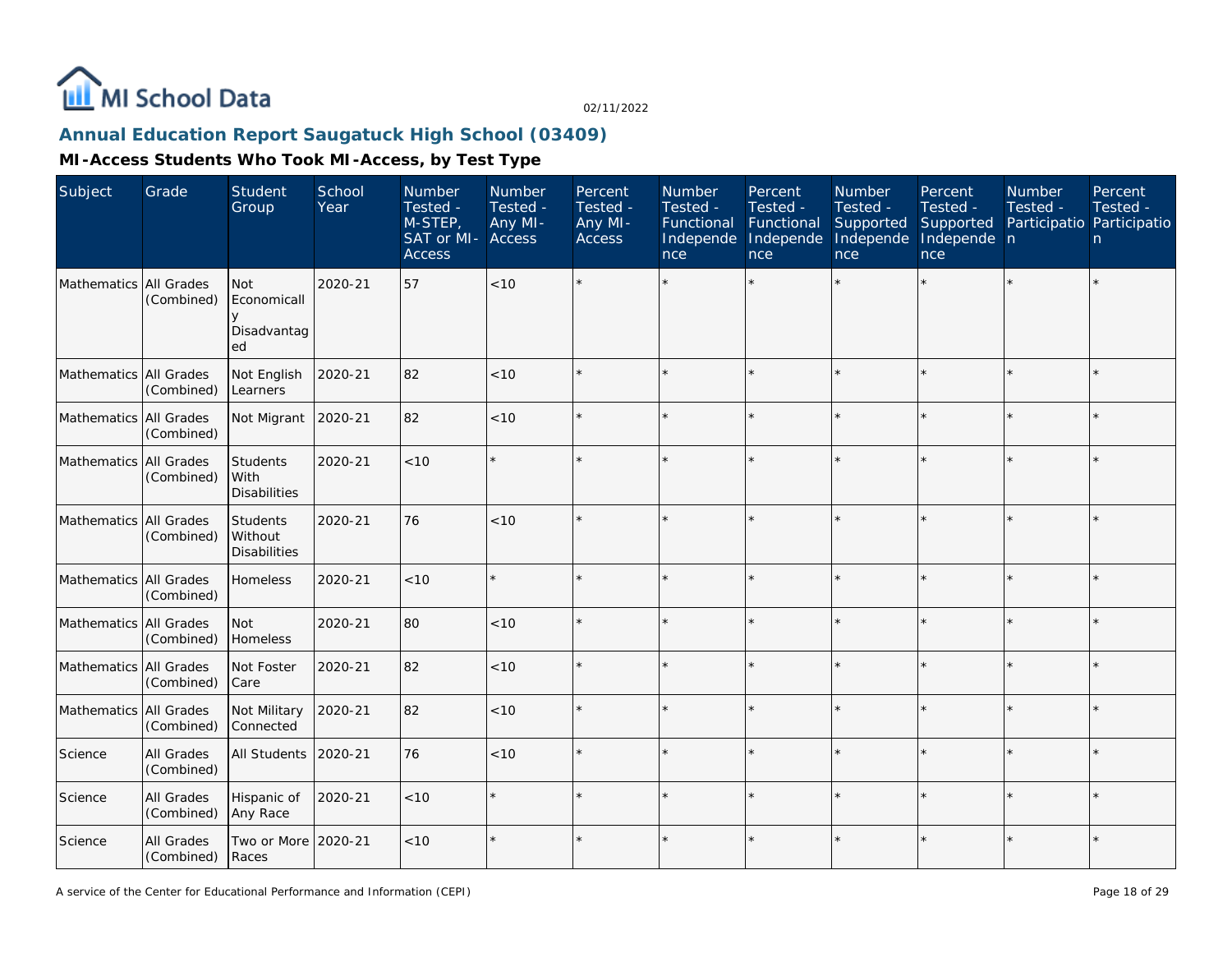# Annual Education Report Saugatuck High School (03409)

## MI-Access Students Who Took MI-Access, by Test Type

| Subject | Grade | Student Group | School Year | Number Tested - M-STEP, SAT or MI-Access | Number Tested - Any MI-Access | Percent Tested - Any MI-Access | Number Tested - Functional Independence | Percent Tested - Functional Independence | Number Tested - Supported Independence | Percent Tested - Supported Independence | Number Tested - Participation | Percent Tested - Participation |
|---|---|---|---|---|---|---|---|---|---|---|---|---|
| Mathematics | All Grades (Combined) | Not Economically Disadvantaged | 2020-21 | 57 | <10 | * | * | * | * | * | * | * |
| Mathematics | All Grades (Combined) | Not English Learners | 2020-21 | 82 | <10 | * | * | * | * | * | * | * |
| Mathematics | All Grades (Combined) | Not Migrant | 2020-21 | 82 | <10 | * | * | * | * | * | * | * |
| Mathematics | All Grades (Combined) | Students With Disabilities | 2020-21 | <10 | * | * | * | * | * | * | * | * |
| Mathematics | All Grades (Combined) | Students Without Disabilities | 2020-21 | 76 | <10 | * | * | * | * | * | * | * |
| Mathematics | All Grades (Combined) | Homeless | 2020-21 | <10 | * | * | * | * | * | * | * | * |
| Mathematics | All Grades (Combined) | Not Homeless | 2020-21 | 80 | <10 | * | * | * | * | * | * | * |
| Mathematics | All Grades (Combined) | Not Foster Care | 2020-21 | 82 | <10 | * | * | * | * | * | * | * |
| Mathematics | All Grades (Combined) | Not Military Connected | 2020-21 | 82 | <10 | * | * | * | * | * | * | * |
| Science | All Grades (Combined) | All Students | 2020-21 | 76 | <10 | * | * | * | * | * | * | * |
| Science | All Grades (Combined) | Hispanic of Any Race | 2020-21 | <10 | * | * | * | * | * | * | * | * |
| Science | All Grades (Combined) | Two or More Races | 2020-21 | <10 | * | * | * | * | * | * | * | * |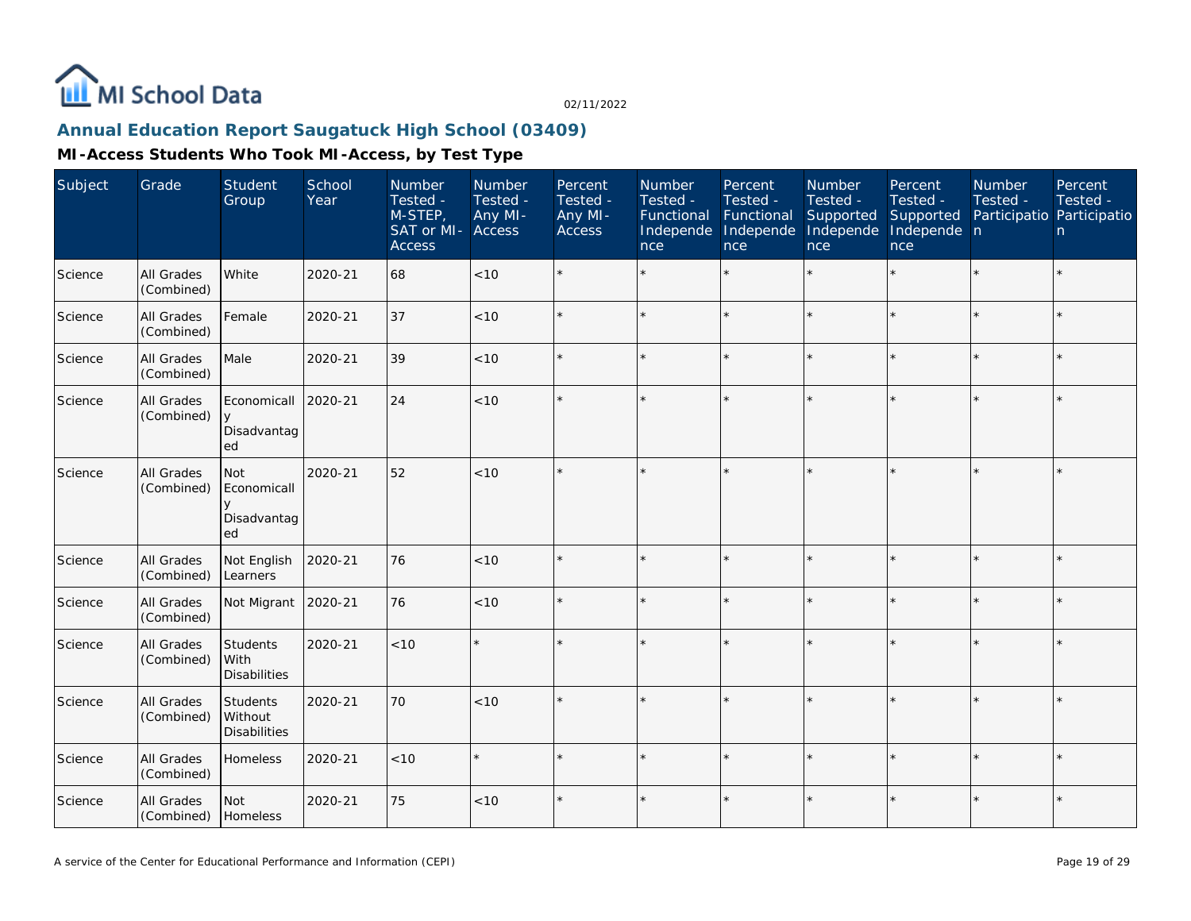MI School Data

02/11/2022

## Annual Education Report Saugatuck High School (03409)

### MI-Access Students Who Took MI-Access, by Test Type

| Subject | Grade | Student Group | School Year | Number Tested - M-STEP, SAT or MI-Access | Number Tested - Any MI-Access | Percent Tested - Any MI-Access | Number Tested - Functional Independence | Percent Tested - Functional Independence | Number Tested - Supported Independence | Percent Tested - Supported Independence | Number Tested - Participation | Percent Tested - Participation |
| --- | --- | --- | --- | --- | --- | --- | --- | --- | --- | --- | --- | --- |
| Science | All Grades (Combined) | White | 2020-21 | 68 | <10 | * | * | * | * | * | * | * |
| Science | All Grades (Combined) | Female | 2020-21 | 37 | <10 | * | * | * | * | * | * | * |
| Science | All Grades (Combined) | Male | 2020-21 | 39 | <10 | * | * | * | * | * | * | * |
| Science | All Grades (Combined) | Economically Disadvantaged | 2020-21 | 24 | <10 | * | * | * | * | * | * | * |
| Science | All Grades (Combined) | Not Economically Disadvantaged | 2020-21 | 52 | <10 | * | * | * | * | * | * | * |
| Science | All Grades (Combined) | Not English Learners | 2020-21 | 76 | <10 | * | * | * | * | * | * | * |
| Science | All Grades (Combined) | Not Migrant | 2020-21 | 76 | <10 | * | * | * | * | * | * | * |
| Science | All Grades (Combined) | Students With Disabilities | 2020-21 | <10 | * | * | * | * | * | * | * | * |
| Science | All Grades (Combined) | Students Without Disabilities | 2020-21 | 70 | <10 | * | * | * | * | * | * | * |
| Science | All Grades (Combined) | Homeless | 2020-21 | <10 | * | * | * | * | * | * | * | * |
| Science | All Grades (Combined) | Not Homeless | 2020-21 | 75 | <10 | * | * | * | * | * | * | * |

A service of the Center for Educational Performance and Information (CEPI)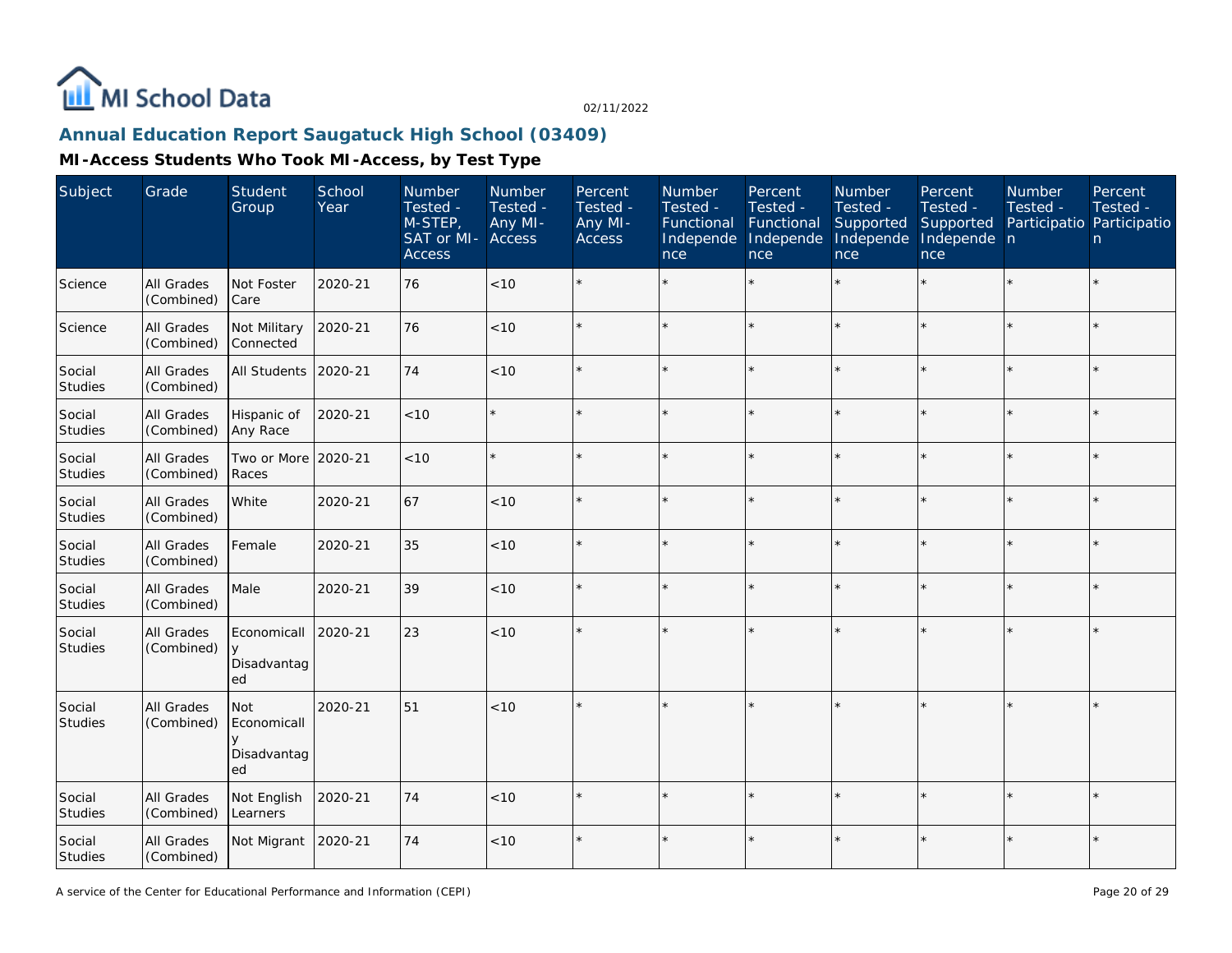## Annual Education Report Saugatuck High School (03409)

### MI-Access Students Who Took MI-Access, by Test Type

| Subject | Grade | Student Group | School Year | Number Tested - M-STEP, SAT or MI-Access | Number Tested - Any MI-Access | Percent Tested - Any MI-Access | Number Tested - Functional Independence | Percent Tested - Functional Independence | Number Tested - Supported Independence | Percent Tested - Supported Independence | Number Tested - Participation | Percent Tested - Participation |
|---|---|---|---|---|---|---|---|---|---|---|---|---|
| Science | All Grades (Combined) | Not Foster Care | 2020-21 | 76 | <10 | * | * | * | * | * | * | * |
| Science | All Grades (Combined) | Not Military Connected | 2020-21 | 76 | <10 | * | * | * | * | * | * | * |
| Social Studies | All Grades (Combined) | All Students | 2020-21 | 74 | <10 | * | * | * | * | * | * | * |
| Social Studies | All Grades (Combined) | Hispanic of Any Race | 2020-21 | <10 | * | * | * | * | * | * | * | * |
| Social Studies | All Grades (Combined) | Two or More Races | 2020-21 | <10 | * | * | * | * | * | * | * | * |
| Social Studies | All Grades (Combined) | White | 2020-21 | 67 | <10 | * | * | * | * | * | * | * |
| Social Studies | All Grades (Combined) | Female | 2020-21 | 35 | <10 | * | * | * | * | * | * | * |
| Social Studies | All Grades (Combined) | Male | 2020-21 | 39 | <10 | * | * | * | * | * | * | * |
| Social Studies | All Grades (Combined) | Economically Disadvantaged | 2020-21 | 23 | <10 | * | * | * | * | * | * | * |
| Social Studies | All Grades (Combined) | Not Economically Disadvantaged | 2020-21 | 51 | <10 | * | * | * | * | * | * | * |
| Social Studies | All Grades (Combined) | Not English Learners | 2020-21 | 74 | <10 | * | * | * | * | * | * | * |
| Social Studies | All Grades (Combined) | Not Migrant | 2020-21 | 74 | <10 | * | * | * | * | * | * | * |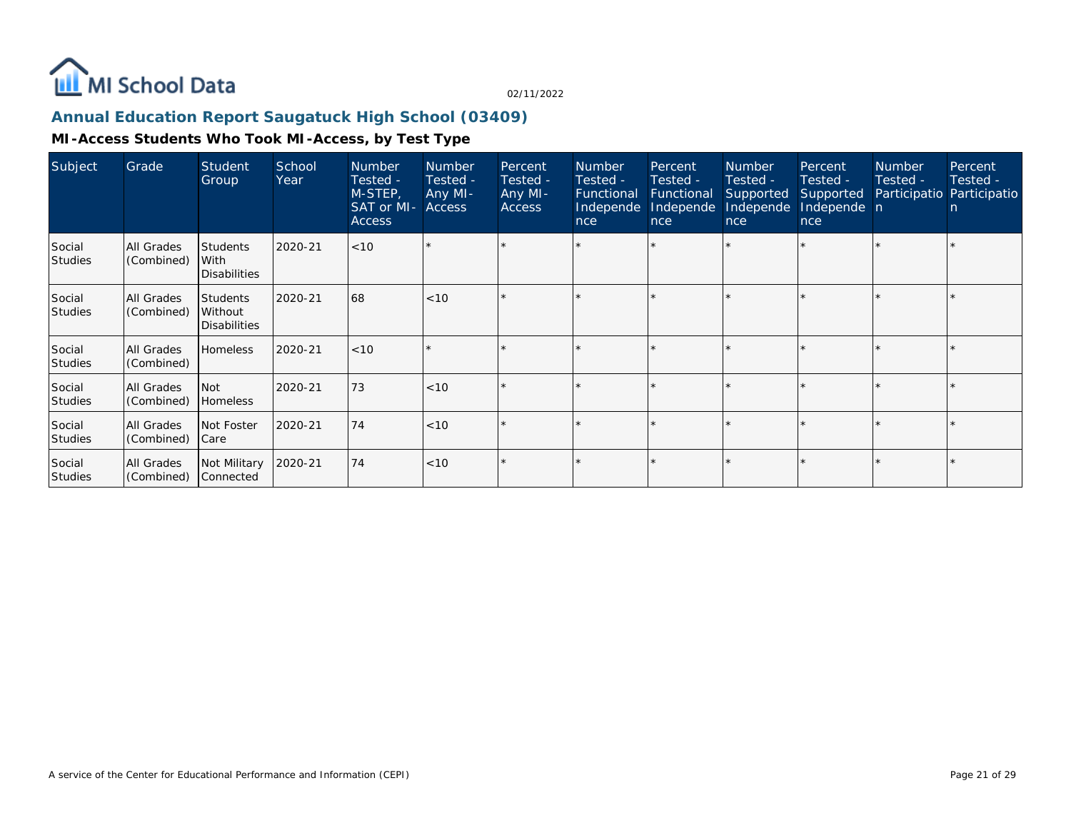MI School Data

02/11/2022

## Annual Education Report Saugatuck High School (03409)

### MI-Access Students Who Took MI-Access, by Test Type

| Subject | Grade | Student Group | School Year | Number Tested - M-STEP, SAT or MI-Access | Number Tested - Any MI-Access | Percent Tested - Any MI-Access | Number Tested - Functional Independence | Percent Tested - Functional Independence | Number Tested - Supported Independence | Percent Tested - Supported Independence | Number Tested - Participation | Percent Tested - Participation |
|---|---|---|---|---|---|---|---|---|---|---|---|---|
| Social Studies | All Grades (Combined) | Students With Disabilities | 2020-21 | <10 | * | * | * | * | * | * | * | * |
| Social Studies | All Grades (Combined) | Students Without Disabilities | 2020-21 | 68 | <10 | * | * | * | * | * | * | * |
| Social Studies | All Grades (Combined) | Homeless | 2020-21 | <10 | * | * | * | * | * | * | * | * |
| Social Studies | All Grades (Combined) | Not Homeless | 2020-21 | 73 | <10 | * | * | * | * | * | * | * |
| Social Studies | All Grades (Combined) | Not Foster Care | 2020-21 | 74 | <10 | * | * | * | * | * | * | * |
| Social Studies | All Grades (Combined) | Not Military Connected | 2020-21 | 74 | <10 | * | * | * | * | * | * | * |

A service of the Center for Educational Performance and Information (CEPI)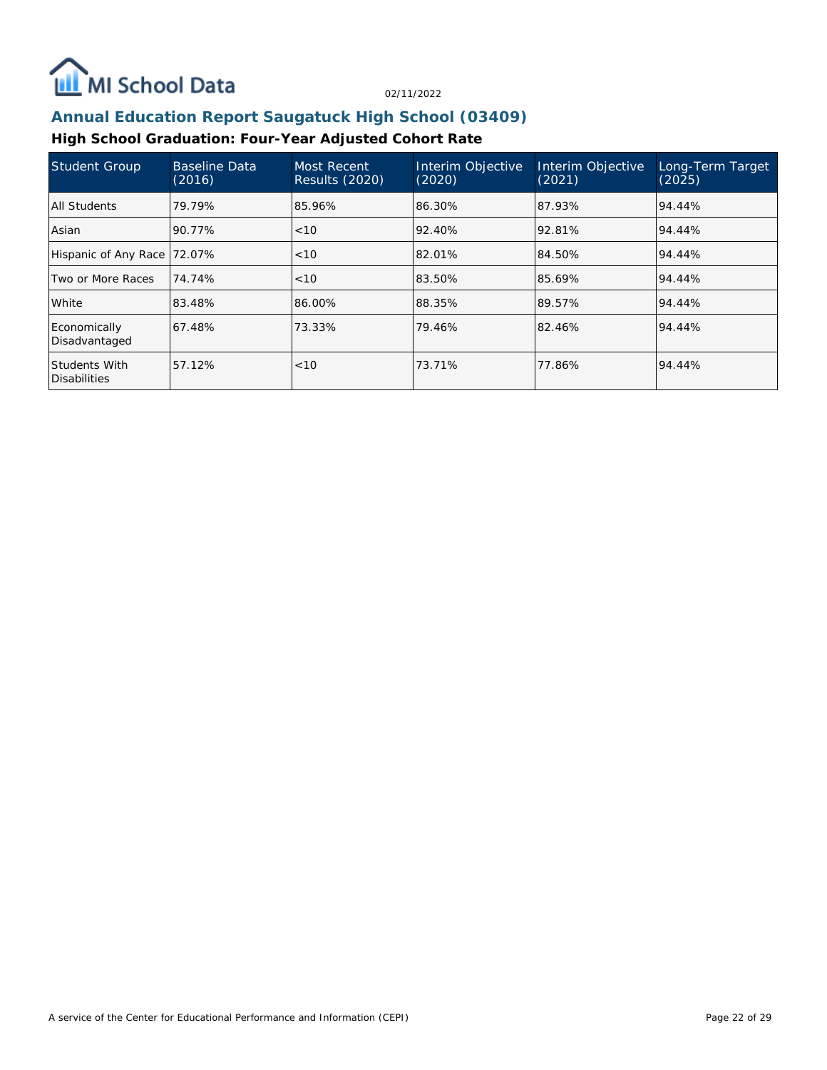# Annual Education Report Saugatuck High School (03409)

## High School Graduation: Four-Year Adjusted Cohort Rate

| Student Group | Baseline Data (2016) | Most Recent Results (2020) | Interim Objective (2020) | Interim Objective (2021) | Long-Term Target (2025) |
|---|---|---|---|---|---|
| All Students | 79.79% | 85.96% | 86.30% | 87.93% | 94.44% |
| Asian | 90.77% | <10 | 92.40% | 92.81% | 94.44% |
| Hispanic of Any Race | 72.07% | <10 | 82.01% | 84.50% | 94.44% |
| Two or More Races | 74.74% | <10 | 83.50% | 85.69% | 94.44% |
| White | 83.48% | 86.00% | 88.35% | 89.57% | 94.44% |
| Economically Disadvantaged | 67.48% | 73.33% | 79.46% | 82.46% | 94.44% |
| Students With Disabilities | 57.12% | <10 | 73.71% | 77.86% | 94.44% |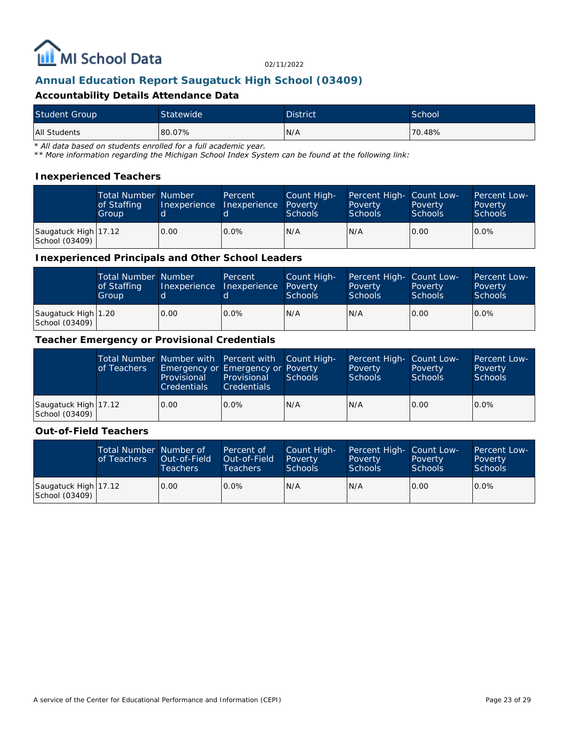MI School Data

02/11/2022

## Annual Education Report Saugatuck High School (03409)

### Accountability Details Attendance Data

| Student Group | Statewide | District | School |
|---|---|---|---|
| All Students | 80.07% | N/A | 70.48% |

*\* All data based on students enrolled for a full academic year.*
*\*\* More information regarding the Michigan School Index System can be found at the following link:*

### Inexperienced Teachers

| | Total Number of Staffing Group | Number Inexperienced | Percent Inexperienced | Count High-Poverty Schools | Percent High-Poverty Schools | Count Low-Poverty Schools | Percent Low-Poverty Schools |
|---|---|---|---|---|---|---|---|
| Saugatuck High School (03409) | 17.12 | 0.00 | 0.0% | N/A | N/A | 0.00 | 0.0% |

### Inexperienced Principals and Other School Leaders

| | Total Number of Staffing Group | Number Inexperienced | Percent Inexperienced | Count High-Poverty Schools | Percent High-Poverty Schools | Count Low-Poverty Schools | Percent Low-Poverty Schools |
|---|---|---|---|---|---|---|---|
| Saugatuck High School (03409) | 1.20 | 0.00 | 0.0% | N/A | N/A | 0.00 | 0.0% |

### Teacher Emergency or Provisional Credentials

| | Total Number of Teachers | Number with Emergency or Provisional Credentials | Percent with Emergency or Provisional Credentials | Count High-Poverty Schools | Percent High-Poverty Schools | Count Low-Poverty Schools | Percent Low-Poverty Schools |
|---|---|---|---|---|---|---|---|
| Saugatuck High School (03409) | 17.12 | 0.00 | 0.0% | N/A | N/A | 0.00 | 0.0% |

### Out-of-Field Teachers

| | Total Number of Teachers | Number of Out-of-Field Teachers | Percent of Out-of-Field Teachers | Count High-Poverty Schools | Percent High-Poverty Schools | Count Low-Poverty Schools | Percent Low-Poverty Schools |
|---|---|---|---|---|---|---|---|
| Saugatuck High School (03409) | 17.12 | 0.00 | 0.0% | N/A | N/A | 0.00 | 0.0% |

A service of the Center for Educational Performance and Information (CEPI)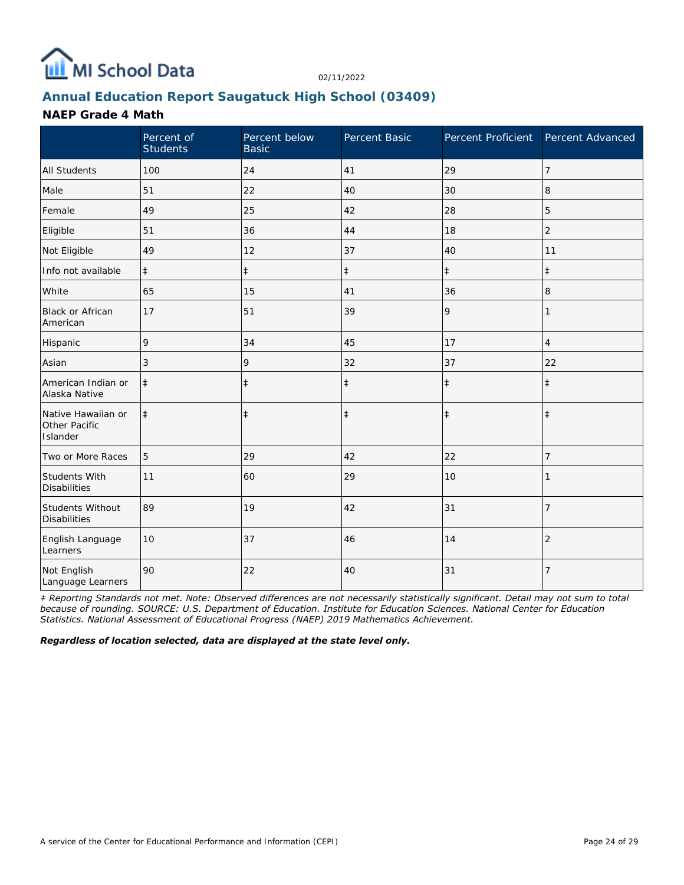02/11/2022

## Annual Education Report Saugatuck High School (03409)

### NAEP Grade 4 Math

| | Percent of Students | Percent below Basic | Percent Basic | Percent Proficient | Percent Advanced |
|---|---|---|---|---|---|
| All Students | 100 | 24 | 41 | 29 | 7 |
| Male | 51 | 22 | 40 | 30 | 8 |
| Female | 49 | 25 | 42 | 28 | 5 |
| Eligible | 51 | 36 | 44 | 18 | 2 |
| Not Eligible | 49 | 12 | 37 | 40 | 11 |
| Info not available | ‡ | ‡ | ‡ | ‡ | ‡ |
| White | 65 | 15 | 41 | 36 | 8 |
| Black or African American | 17 | 51 | 39 | 9 | 1 |
| Hispanic | 9 | 34 | 45 | 17 | 4 |
| Asian | 3 | 9 | 32 | 37 | 22 |
| American Indian or Alaska Native | ‡ | ‡ | ‡ | ‡ | ‡ |
| Native Hawaiian or Other Pacific Islander | ‡ | ‡ | ‡ | ‡ | ‡ |
| Two or More Races | 5 | 29 | 42 | 22 | 7 |
| Students With Disabilities | 11 | 60 | 29 | 10 | 1 |
| Students Without Disabilities | 89 | 19 | 42 | 31 | 7 |
| English Language Learners | 10 | 37 | 46 | 14 | 2 |
| Not English Language Learners | 90 | 22 | 40 | 31 | 7 |

*‡ Reporting Standards not met. Note: Observed differences are not necessarily statistically significant. Detail may not sum to total because of rounding. SOURCE: U.S. Department of Education. Institute for Education Sciences. National Center for Education Statistics. National Assessment of Educational Progress (NAEP) 2019 Mathematics Achievement.*

***Regardless of location selected, data are displayed at the state level only.***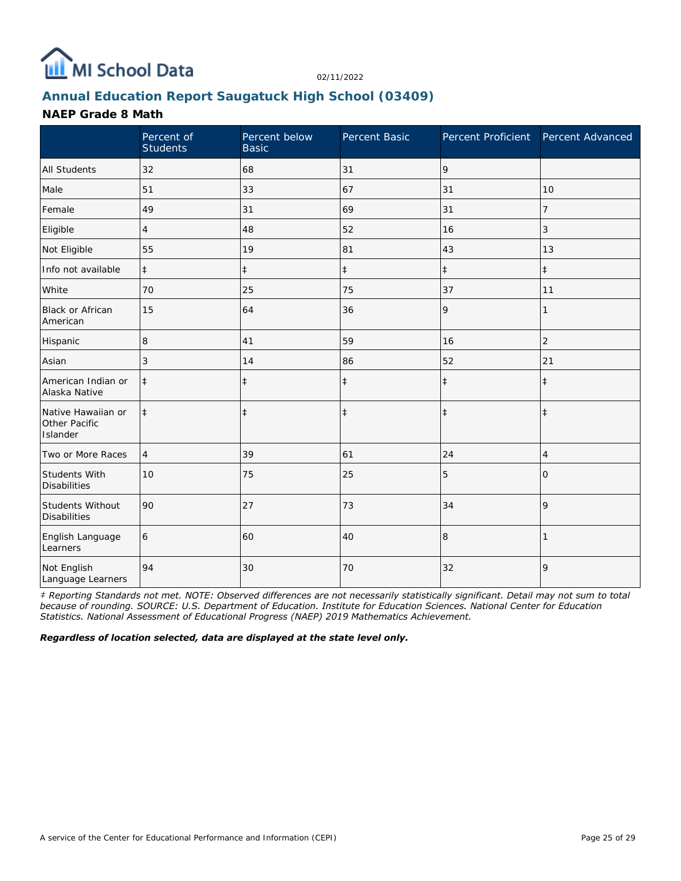## Annual Education Report Saugatuck High School (03409)

### NAEP Grade 8 Math

|  | Percent of Students | Percent below Basic | Percent Basic | Percent Proficient | Percent Advanced |
|---|---|---|---|---|---|
| All Students | 32 | 68 | 31 | 9 |  |
| Male | 51 | 33 | 67 | 31 | 10 |
| Female | 49 | 31 | 69 | 31 | 7 |
| Eligible | 4 | 48 | 52 | 16 | 3 |
| Not Eligible | 55 | 19 | 81 | 43 | 13 |
| Info not available | ‡ | ‡ | ‡ | ‡ | ‡ |
| White | 70 | 25 | 75 | 37 | 11 |
| Black or African American | 15 | 64 | 36 | 9 | 1 |
| Hispanic | 8 | 41 | 59 | 16 | 2 |
| Asian | 3 | 14 | 86 | 52 | 21 |
| American Indian or Alaska Native | ‡ | ‡ | ‡ | ‡ | ‡ |
| Native Hawaiian or Other Pacific Islander | ‡ | ‡ | ‡ | ‡ | ‡ |
| Two or More Races | 4 | 39 | 61 | 24 | 4 |
| Students With Disabilities | 10 | 75 | 25 | 5 | 0 |
| Students Without Disabilities | 90 | 27 | 73 | 34 | 9 |
| English Language Learners | 6 | 60 | 40 | 8 | 1 |
| Not English Language Learners | 94 | 30 | 70 | 32 | 9 |

*‡ Reporting Standards not met. NOTE: Observed differences are not necessarily statistically significant. Detail may not sum to total because of rounding. SOURCE: U.S. Department of Education. Institute for Education Sciences. National Center for Education Statistics. National Assessment of Educational Progress (NAEP) 2019 Mathematics Achievement.*

***Regardless of location selected, data are displayed at the state level only.***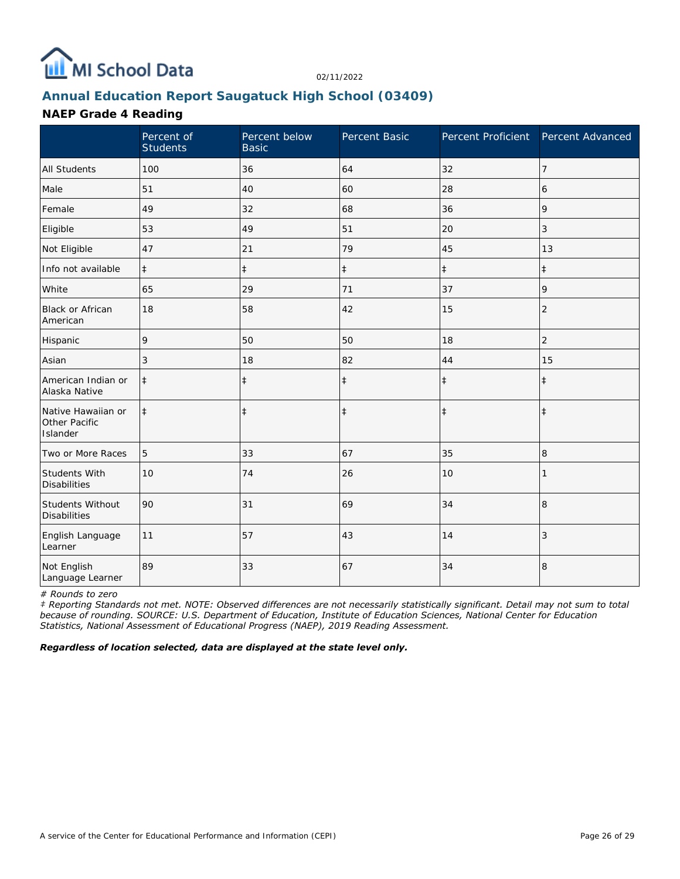MI School Data

02/11/2022

## Annual Education Report Saugatuck High School (03409)

### NAEP Grade 4 Reading

| | Percent of Students | Percent below Basic | Percent Basic | Percent Proficient | Percent Advanced |
|---|---|---|---|---|---|
| All Students | 100 | 36 | 64 | 32 | 7 |
| Male | 51 | 40 | 60 | 28 | 6 |
| Female | 49 | 32 | 68 | 36 | 9 |
| Eligible | 53 | 49 | 51 | 20 | 3 |
| Not Eligible | 47 | 21 | 79 | 45 | 13 |
| Info not available | ‡ | ‡ | ‡ | ‡ | ‡ |
| White | 65 | 29 | 71 | 37 | 9 |
| Black or African American | 18 | 58 | 42 | 15 | 2 |
| Hispanic | 9 | 50 | 50 | 18 | 2 |
| Asian | 3 | 18 | 82 | 44 | 15 |
| American Indian or Alaska Native | ‡ | ‡ | ‡ | ‡ | ‡ |
| Native Hawaiian or Other Pacific Islander | ‡ | ‡ | ‡ | ‡ | ‡ |
| Two or More Races | 5 | 33 | 67 | 35 | 8 |
| Students With Disabilities | 10 | 74 | 26 | 10 | 1 |
| Students Without Disabilities | 90 | 31 | 69 | 34 | 8 |
| English Language Learner | 11 | 57 | 43 | 14 | 3 |
| Not English Language Learner | 89 | 33 | 67 | 34 | 8 |

*# Rounds to zero*

*‡ Reporting Standards not met. NOTE: Observed differences are not necessarily statistically significant. Detail may not sum to total because of rounding. SOURCE: U.S. Department of Education, Institute of Education Sciences, National Center for Education Statistics, National Assessment of Educational Progress (NAEP), 2019 Reading Assessment.*

***Regardless of location selected, data are displayed at the state level only.***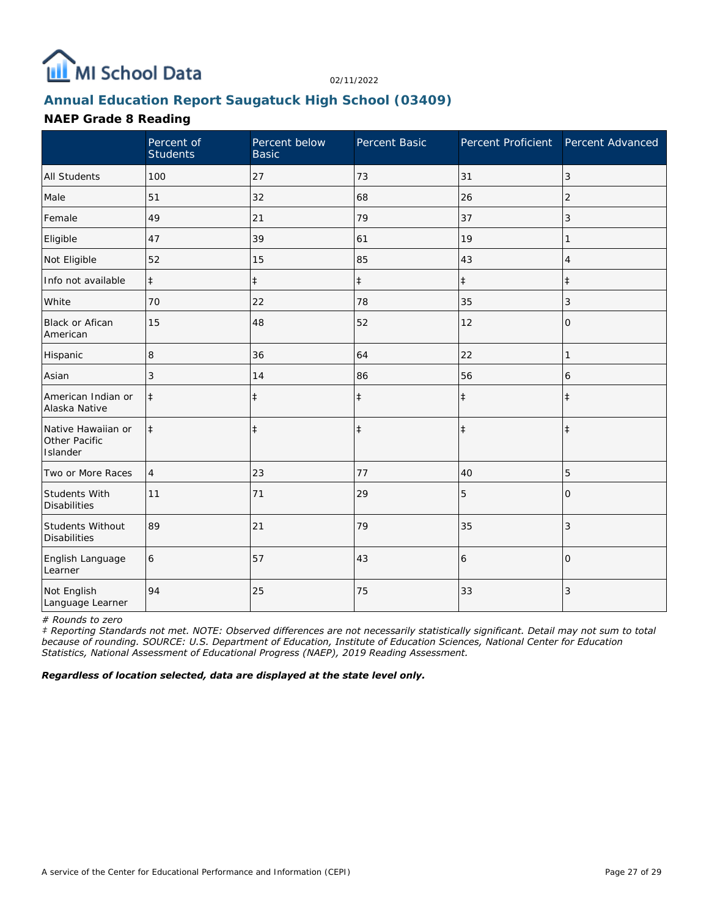02/11/2022

## Annual Education Report Saugatuck High School (03409)

### NAEP Grade 8 Reading

| | Percent of Students | Percent below Basic | Percent Basic | Percent Proficient | Percent Advanced |
|---|---|---|---|---|---|
| All Students | 100 | 27 | 73 | 31 | 3 |
| Male | 51 | 32 | 68 | 26 | 2 |
| Female | 49 | 21 | 79 | 37 | 3 |
| Eligible | 47 | 39 | 61 | 19 | 1 |
| Not Eligible | 52 | 15 | 85 | 43 | 4 |
| Info not available | ‡ | ‡ | ‡ | ‡ | ‡ |
| White | 70 | 22 | 78 | 35 | 3 |
| Black or Afican American | 15 | 48 | 52 | 12 | 0 |
| Hispanic | 8 | 36 | 64 | 22 | 1 |
| Asian | 3 | 14 | 86 | 56 | 6 |
| American Indian or Alaska Native | ‡ | ‡ | ‡ | ‡ | ‡ |
| Native Hawaiian or Other Pacific Islander | ‡ | ‡ | ‡ | ‡ | ‡ |
| Two or More Races | 4 | 23 | 77 | 40 | 5 |
| Students With Disabilities | 11 | 71 | 29 | 5 | 0 |
| Students Without Disabilities | 89 | 21 | 79 | 35 | 3 |
| English Language Learner | 6 | 57 | 43 | 6 | 0 |
| Not English Language Learner | 94 | 25 | 75 | 33 | 3 |

*# Rounds to zero*

*‡ Reporting Standards not met. NOTE: Observed differences are not necessarily statistically significant. Detail may not sum to total because of rounding. SOURCE: U.S. Department of Education, Institute of Education Sciences, National Center for Education Statistics, National Assessment of Educational Progress (NAEP), 2019 Reading Assessment.*

***Regardless of location selected, data are displayed at the state level only.***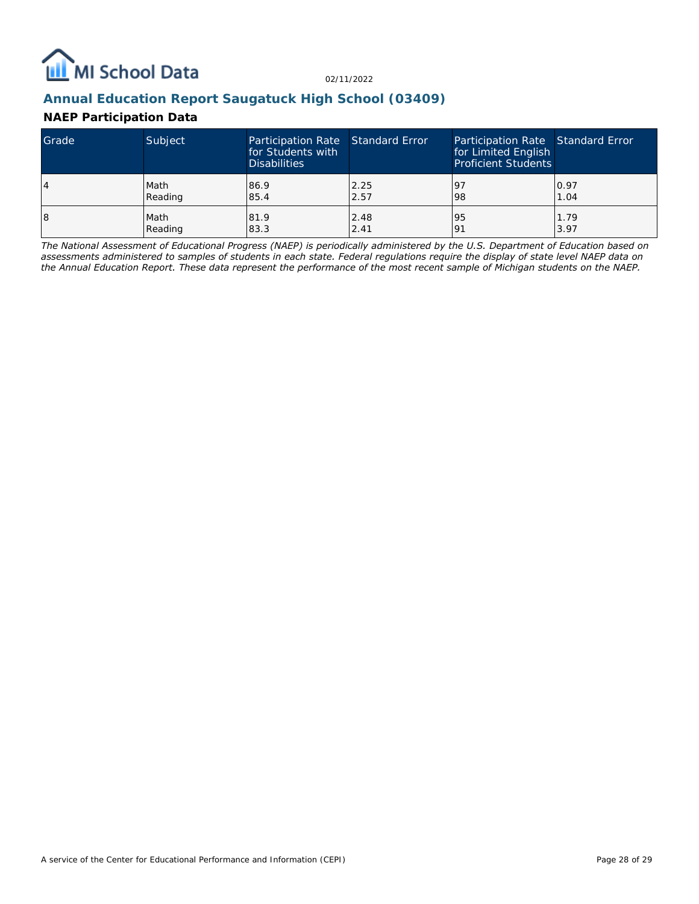## Annual Education Report Saugatuck High School (03409)

### NEAP Participation Data

| Grade | Subject | Participation Rate for Students with Disabilities | Standard Error | Participation Rate for Limited English Proficient Students | Standard Error |
|---|---|---|---|---|---|
| 4 | Math<br>Reading | 86.9<br>85.4 | 2.25<br>2.57 | 97<br>98 | 0.97<br>1.04 |
| 8 | Math<br>Reading | 81.9<br>83.3 | 2.48<br>2.41 | 95<br>91 | 1.79<br>3.97 |

*The National Assessment of Educational Progress (NAEP) is periodically administered by the U.S. Department of Education based on assessments administered to samples of students in each state. Federal regulations require the display of state level NAEP data on the Annual Education Report. These data represent the performance of the most recent sample of Michigan students on the NAEP.*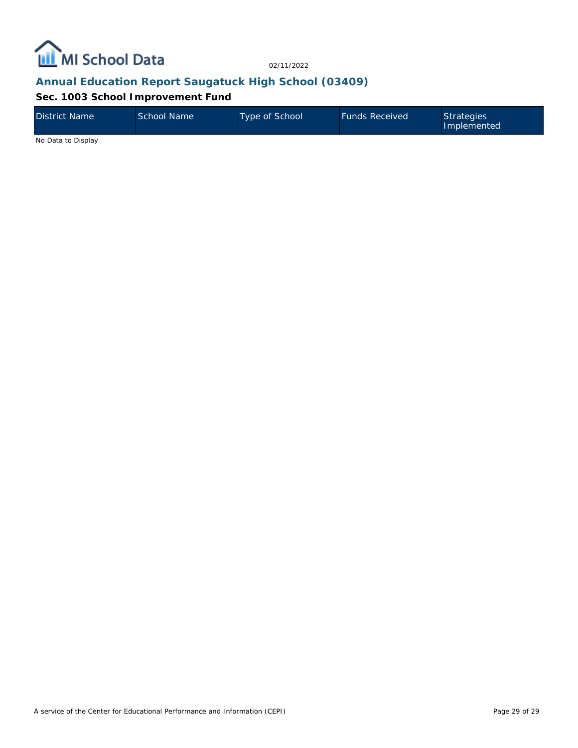## Annual Education Report Saugatuck High School (03409)

### Sec. 1003 School Improvement Fund

| District Name | School Name | Type of School | Funds Received | Strategies Implemented |
| --- | --- | --- | --- | --- |

No Data to Display